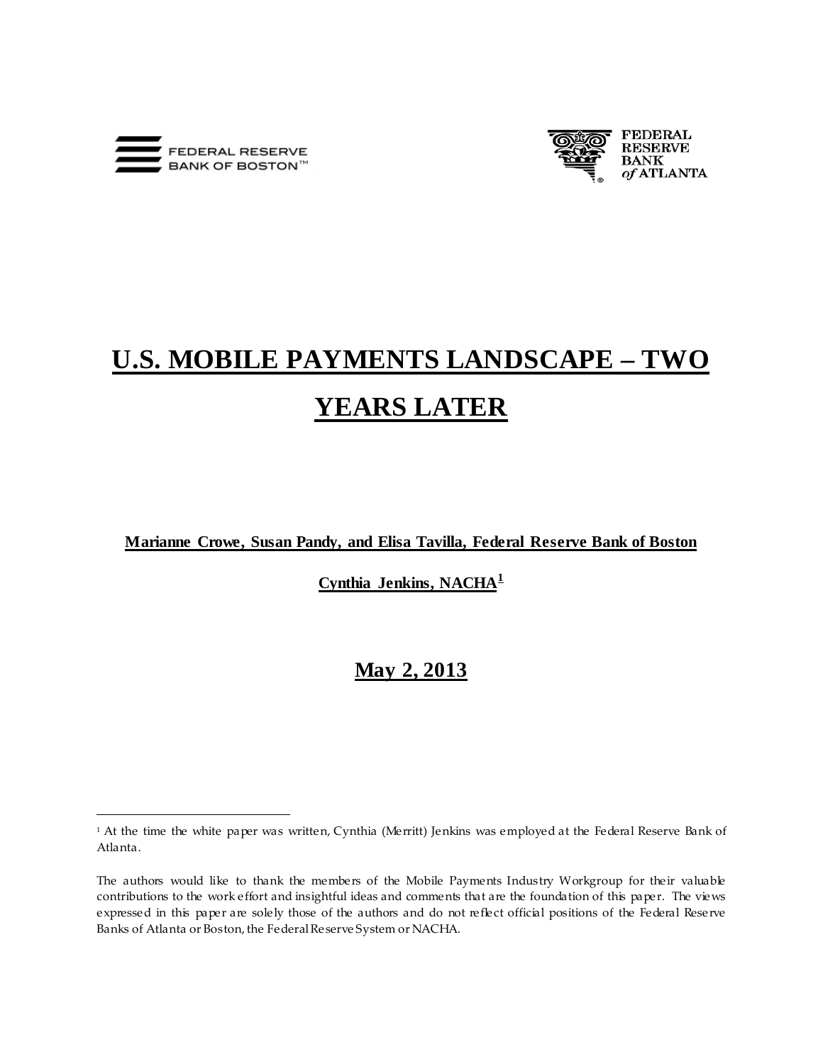FEDERAL RESERVE BANK OF BOSTON™

FEDERAL RESERVE BANK *of* ATLANTA

# U.S. MOBILE PAYMENTS LANDSCAPE – TWO YEARS LATER

**Marianne Crowe, Susan Pandy, and Elisa Tavilla, Federal Reserve Bank of Boston**

**Cynthia Jenkins, NACHA[1]**

**May 2, 2013**

[1] At the time the white paper was written, Cynthia (Merritt) Jenkins was employed at the Federal Reserve Bank of Atlanta.

The authors would like to thank the members of the Mobile Payments Industry Workgroup for their valuable contributions to the work effort and insightful ideas and comments that are the foundation of this paper. The views expressed in this paper are solely those of the authors and do not reflect official positions of the Federal Reserve Banks of Atlanta or Boston, the Federal Reserve System or NACHA.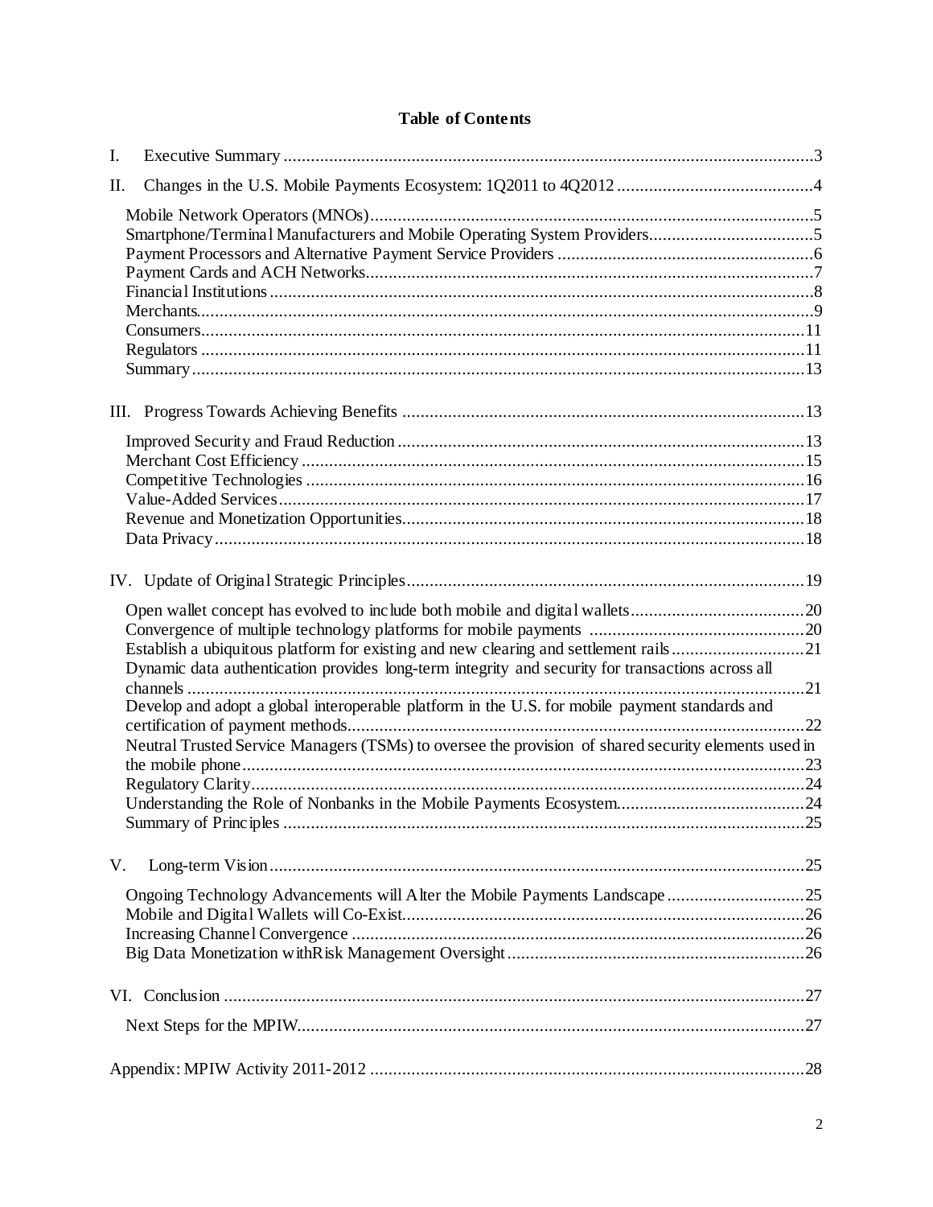**Table of Contents**

I. Executive Summary ....................................................................................................................3

II. Changes in the U.S. Mobile Payments Ecosystem: 1Q2011 to 4Q2012 ...........................................4

- Mobile Network Operators (MNOs)...............................................................................................5
- Smartphone/Terminal Manufacturers and Mobile Operating System Providers....................................5
- Payment Processors and Alternative Payment Service Providers ........................................................6
- Payment Cards and ACH Networks.................................................................................................7
- Financial Institutions......................................................................................................................8
- Merchants......................................................................................................................................9
- Consumers...................................................................................................................................11
- Regulators ...................................................................................................................................11
- Summary.....................................................................................................................................13

III. Progress Towards Achieving Benefits ........................................................................................13

- Improved Security and Fraud Reduction ........................................................................................13
- Merchant Cost Efficiency .............................................................................................................15
- Competitive Technologies .............................................................................................................16
- Value-Added Services...................................................................................................................17
- Revenue and Monetization Opportunities........................................................................................18
- Data Privacy ................................................................................................................................18

IV. Update of Original Strategic Principles.......................................................................................19

- Open wallet concept has evolved to include both mobile and digital wallets......................................20
- Convergence of multiple technology platforms for mobile payments ...............................................20
- Establish a ubiquitous platform for existing and new clearing and settlement rails.............................21
- Dynamic data authentication provides long-term integrity and security for transactions across all channels .......................................................................................................................................21
- Develop and adopt a global interoperable platform in the U.S. for mobile payment standards and certification of payment methods....................................................................................................22
- Neutral Trusted Service Managers (TSMs) to oversee the provision of shared security elements used in the mobile phone...........................................................................................................................23
- Regulatory Clarity.........................................................................................................................24
- Understanding the Role of Nonbanks in the Mobile Payments Ecosystem.........................................24
- Summary of Principles .................................................................................................................25

V. Long-term Vision.....................................................................................................................25

- Ongoing Technology Advancements will Alter the Mobile Payments Landscape..............................25
- Mobile and Digital Wallets will Co-Exist.......................................................................................26
- Increasing Channel Convergence ..................................................................................................26
- Big Data Monetization withRisk Management Oversight.................................................................26

VI. Conclusion ...............................................................................................................................27

- Next Steps for the MPIW..............................................................................................................27

Appendix: MPIW Activity 2011-2012 ...............................................................................................28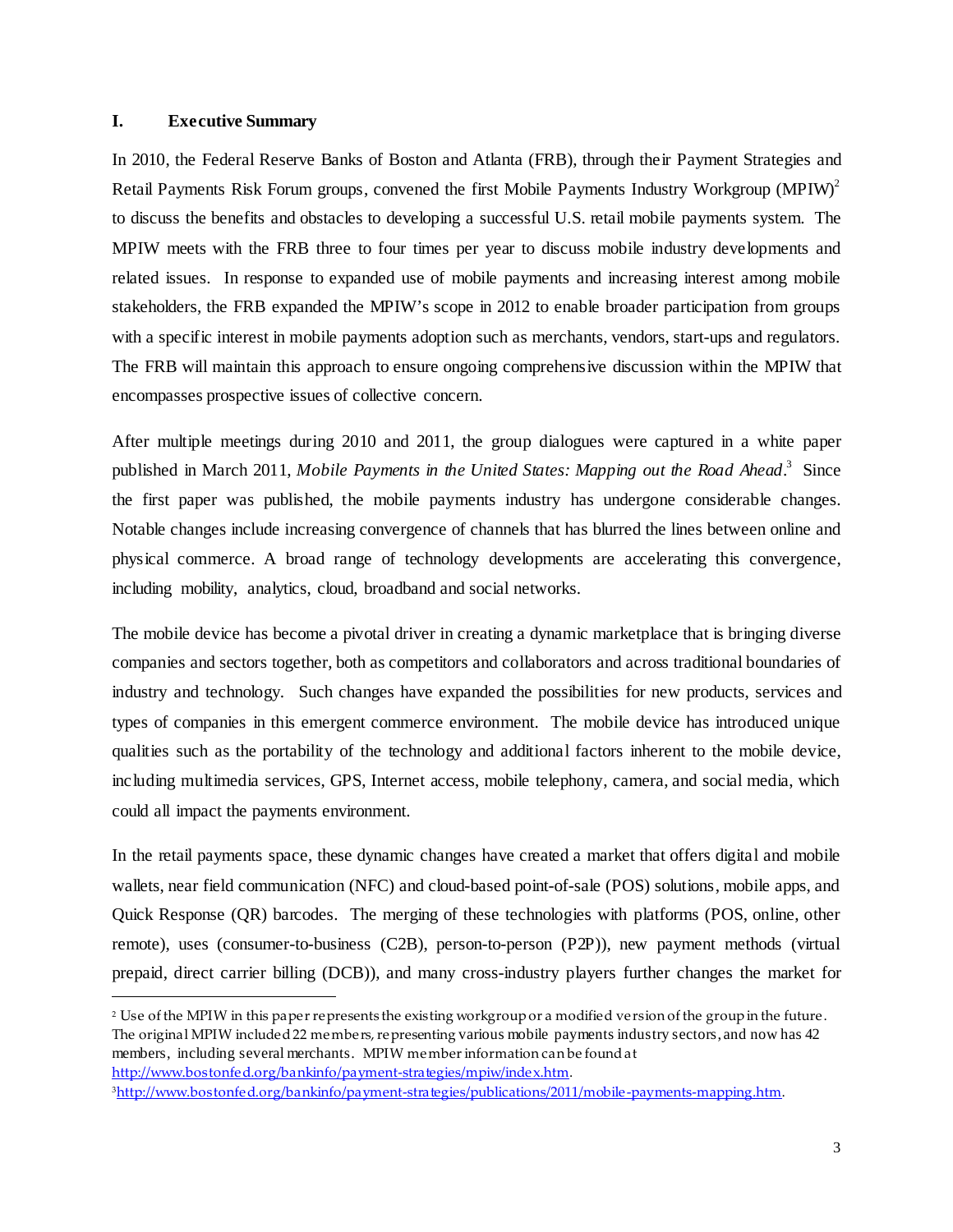## I. Executive Summary

In 2010, the Federal Reserve Banks of Boston and Atlanta (FRB), through their Payment Strategies and Retail Payments Risk Forum groups, convened the first Mobile Payments Industry Workgroup (MPIW)[2] to discuss the benefits and obstacles to developing a successful U.S. retail mobile payments system. The MPIW meets with the FRB three to four times per year to discuss mobile industry developments and related issues. In response to expanded use of mobile payments and increasing interest among mobile stakeholders, the FRB expanded the MPIW's scope in 2012 to enable broader participation from groups with a specific interest in mobile payments adoption such as merchants, vendors, start-ups and regulators. The FRB will maintain this approach to ensure ongoing comprehensive discussion within the MPIW that encompasses prospective issues of collective concern.

After multiple meetings during 2010 and 2011, the group dialogues were captured in a white paper published in March 2011, *Mobile Payments in the United States: Mapping out the Road Ahead*.[3] Since the first paper was published, the mobile payments industry has undergone considerable changes. Notable changes include increasing convergence of channels that has blurred the lines between online and physical commerce. A broad range of technology developments are accelerating this convergence, including mobility, analytics, cloud, broadband and social networks.

The mobile device has become a pivotal driver in creating a dynamic marketplace that is bringing diverse companies and sectors together, both as competitors and collaborators and across traditional boundaries of industry and technology. Such changes have expanded the possibilities for new products, services and types of companies in this emergent commerce environment. The mobile device has introduced unique qualities such as the portability of the technology and additional factors inherent to the mobile device, including multimedia services, GPS, Internet access, mobile telephony, camera, and social media, which could all impact the payments environment.

In the retail payments space, these dynamic changes have created a market that offers digital and mobile wallets, near field communication (NFC) and cloud-based point-of-sale (POS) solutions, mobile apps, and Quick Response (QR) barcodes. The merging of these technologies with platforms (POS, online, other remote), uses (consumer-to-business (C2B), person-to-person (P2P)), new payment methods (virtual prepaid, direct carrier billing (DCB)), and many cross-industry players further changes the market for

---

[2] Use of the MPIW in this paper represents the existing workgroup or a modified version of the group in the future. The original MPIW included 22 members, representing various mobile payments industry sectors, and now has 42 members, including several merchants. MPIW member information can be found at http://www.bostonfed.org/bankinfo/payment-strategies/mpiw/index.htm.

[3] http://www.bostonfed.org/bankinfo/payment-strategies/publications/2011/mobile-payments-mapping.htm.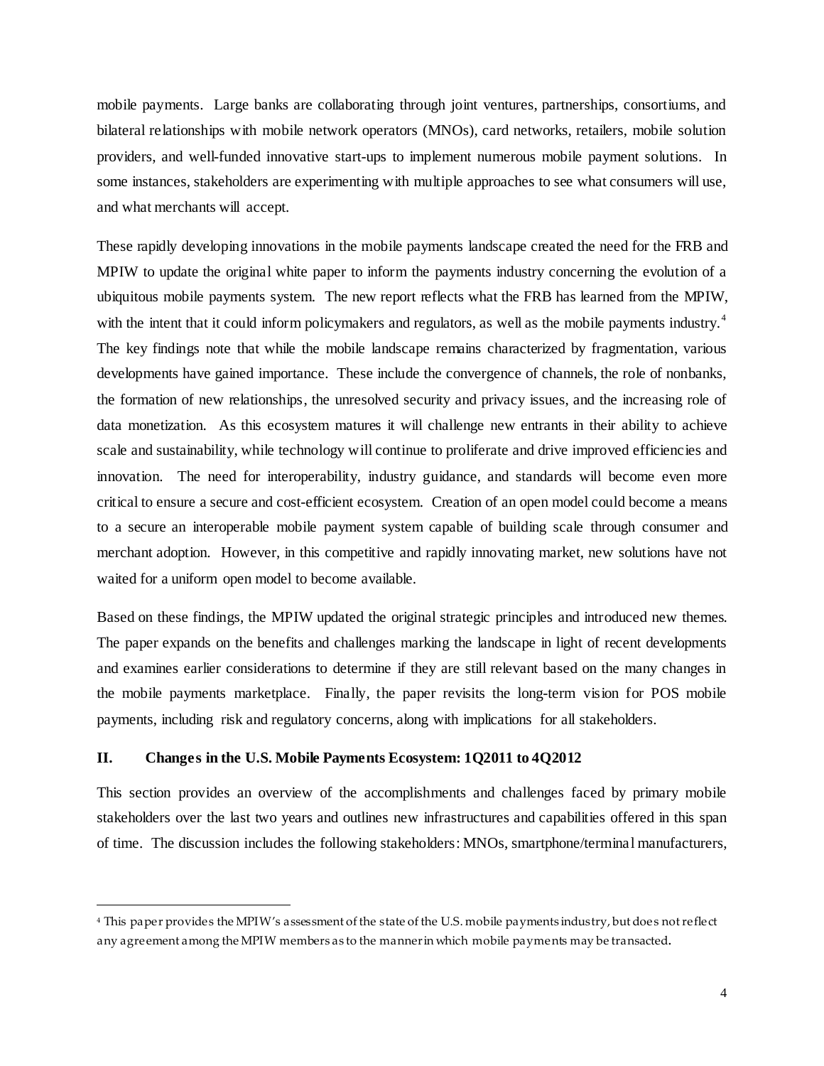mobile payments. Large banks are collaborating through joint ventures, partnerships, consortiums, and bilateral relationships with mobile network operators (MNOs), card networks, retailers, mobile solution providers, and well-funded innovative start-ups to implement numerous mobile payment solutions. In some instances, stakeholders are experimenting with multiple approaches to see what consumers will use, and what merchants will accept.

These rapidly developing innovations in the mobile payments landscape created the need for the FRB and MPIW to update the original white paper to inform the payments industry concerning the evolution of a ubiquitous mobile payments system. The new report reflects what the FRB has learned from the MPIW, with the intent that it could inform policymakers and regulators, as well as the mobile payments industry.[4] The key findings note that while the mobile landscape remains characterized by fragmentation, various developments have gained importance. These include the convergence of channels, the role of nonbanks, the formation of new relationships, the unresolved security and privacy issues, and the increasing role of data monetization. As this ecosystem matures it will challenge new entrants in their ability to achieve scale and sustainability, while technology will continue to proliferate and drive improved efficiencies and innovation. The need for interoperability, industry guidance, and standards will become even more critical to ensure a secure and cost-efficient ecosystem. Creation of an open model could become a means to a secure an interoperable mobile payment system capable of building scale through consumer and merchant adoption. However, in this competitive and rapidly innovating market, new solutions have not waited for a uniform open model to become available.

Based on these findings, the MPIW updated the original strategic principles and introduced new themes. The paper expands on the benefits and challenges marking the landscape in light of recent developments and examines earlier considerations to determine if they are still relevant based on the many changes in the mobile payments marketplace. Finally, the paper revisits the long-term vision for POS mobile payments, including risk and regulatory concerns, along with implications for all stakeholders.

## II. Changes in the U.S. Mobile Payments Ecosystem: 1Q2011 to 4Q2012

This section provides an overview of the accomplishments and challenges faced by primary mobile stakeholders over the last two years and outlines new infrastructures and capabilities offered in this span of time. The discussion includes the following stakeholders: MNOs, smartphone/terminal manufacturers,

[4] This paper provides the MPIW's assessment of the state of the U.S. mobile payments industry, but does not reflect any agreement among the MPIW members as to the manner in which mobile payments may be transacted.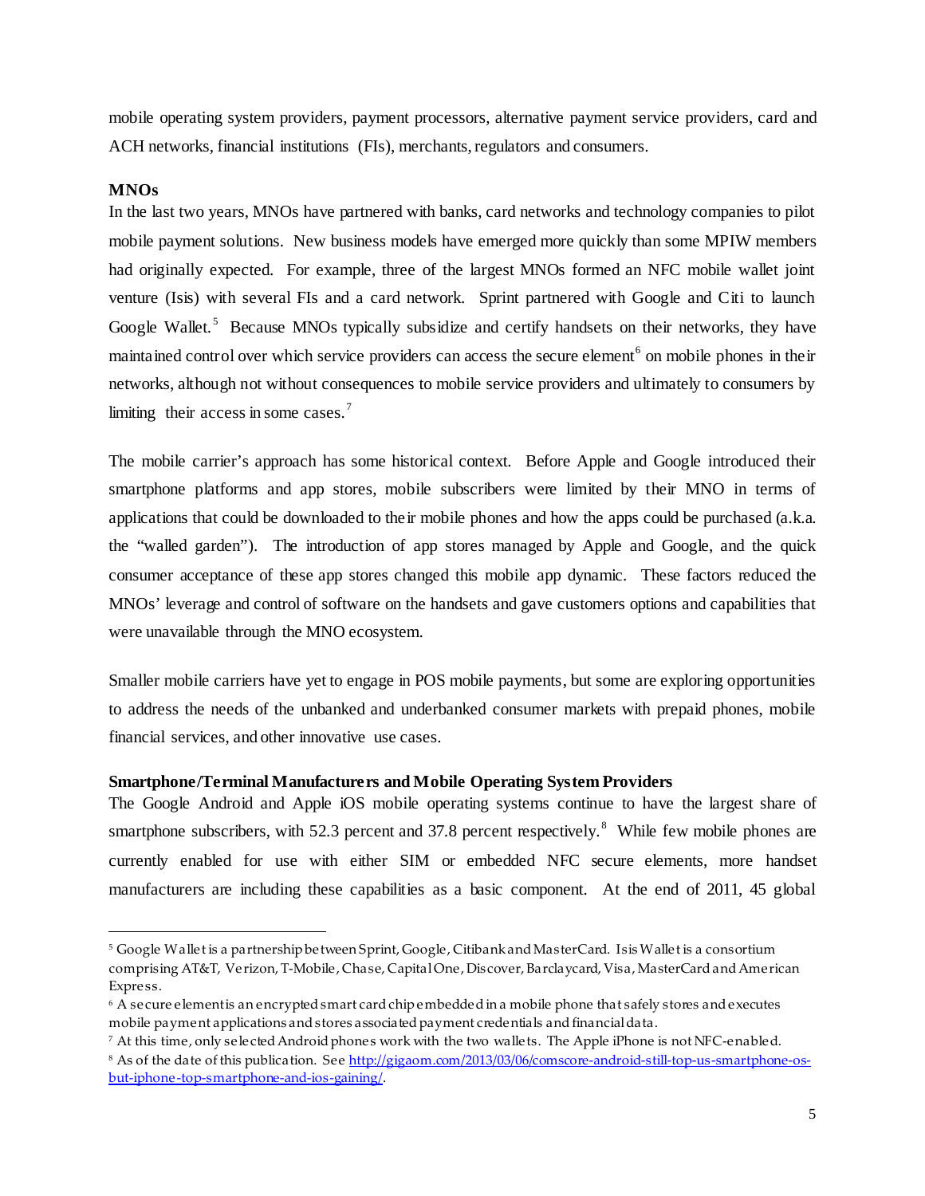mobile operating system providers, payment processors, alternative payment service providers, card and ACH networks, financial institutions (FIs), merchants, regulators and consumers.

**MNOs**

In the last two years, MNOs have partnered with banks, card networks and technology companies to pilot mobile payment solutions. New business models have emerged more quickly than some MPIW members had originally expected. For example, three of the largest MNOs formed an NFC mobile wallet joint venture (Isis) with several FIs and a card network. Sprint partnered with Google and Citi to launch Google Wallet.[5] Because MNOs typically subsidize and certify handsets on their networks, they have maintained control over which service providers can access the secure element[6] on mobile phones in their networks, although not without consequences to mobile service providers and ultimately to consumers by limiting their access in some cases.[7]

The mobile carrier's approach has some historical context. Before Apple and Google introduced their smartphone platforms and app stores, mobile subscribers were limited by their MNO in terms of applications that could be downloaded to their mobile phones and how the apps could be purchased (a.k.a. the "walled garden"). The introduction of app stores managed by Apple and Google, and the quick consumer acceptance of these app stores changed this mobile app dynamic. These factors reduced the MNOs' leverage and control of software on the handsets and gave customers options and capabilities that were unavailable through the MNO ecosystem.

Smaller mobile carriers have yet to engage in POS mobile payments, but some are exploring opportunities to address the needs of the unbanked and underbanked consumer markets with prepaid phones, mobile financial services, and other innovative use cases.

**Smartphone/Terminal Manufacturers and Mobile Operating System Providers**

The Google Android and Apple iOS mobile operating systems continue to have the largest share of smartphone subscribers, with 52.3 percent and 37.8 percent respectively.[8] While few mobile phones are currently enabled for use with either SIM or embedded NFC secure elements, more handset manufacturers are including these capabilities as a basic component. At the end of 2011, 45 global

---

[5] Google Wallet is a partnership between Sprint, Google, Citibank and MasterCard. Isis Wallet is a consortium comprising AT&T, Verizon, T-Mobile, Chase, Capital One, Discover, Barclaycard, Visa, MasterCard and American Express.

[6] A secure element is an encrypted smart card chip embedded in a mobile phone that safely stores and executes mobile payment applications and stores associated payment credentials and financial data.

[7] At this time, only selected Android phones work with the two wallets. The Apple iPhone is not NFC-enabled.

[8] As of the date of this publication. See http://gigaom.com/2013/03/06/comscore-android-still-top-us-smartphone-os-but-iphone-top-smartphone-and-ios-gaining/.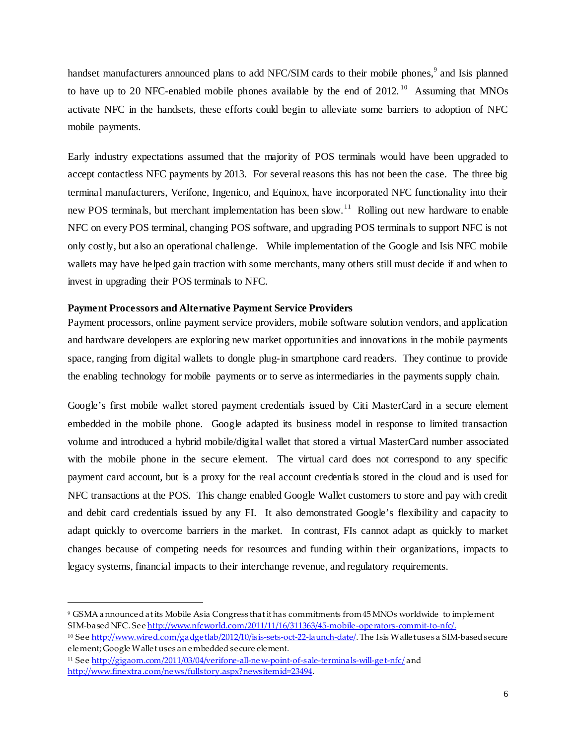handset manufacturers announced plans to add NFC/SIM cards to their mobile phones,[9] and Isis planned to have up to 20 NFC-enabled mobile phones available by the end of 2012.[10] Assuming that MNOs activate NFC in the handsets, these efforts could begin to alleviate some barriers to adoption of NFC mobile payments.

Early industry expectations assumed that the majority of POS terminals would have been upgraded to accept contactless NFC payments by 2013. For several reasons this has not been the case. The three big terminal manufacturers, Verifone, Ingenico, and Equinox, have incorporated NFC functionality into their new POS terminals, but merchant implementation has been slow.[11] Rolling out new hardware to enable NFC on every POS terminal, changing POS software, and upgrading POS terminals to support NFC is not only costly, but also an operational challenge. While implementation of the Google and Isis NFC mobile wallets may have helped gain traction with some merchants, many others still must decide if and when to invest in upgrading their POS terminals to NFC.

**Payment Processors and Alternative Payment Service Providers**

Payment processors, online payment service providers, mobile software solution vendors, and application and hardware developers are exploring new market opportunities and innovations in the mobile payments space, ranging from digital wallets to dongle plug-in smartphone card readers. They continue to provide the enabling technology for mobile payments or to serve as intermediaries in the payments supply chain.

Google's first mobile wallet stored payment credentials issued by Citi MasterCard in a secure element embedded in the mobile phone. Google adapted its business model in response to limited transaction volume and introduced a hybrid mobile/digital wallet that stored a virtual MasterCard number associated with the mobile phone in the secure element. The virtual card does not correspond to any specific payment card account, but is a proxy for the real account credentials stored in the cloud and is used for NFC transactions at the POS. This change enabled Google Wallet customers to store and pay with credit and debit card credentials issued by any FI. It also demonstrated Google's flexibility and capacity to adapt quickly to overcome barriers in the market. In contrast, FIs cannot adapt as quickly to market changes because of competing needs for resources and funding within their organizations, impacts to legacy systems, financial impacts to their interchange revenue, and regulatory requirements.

---

[9] GSMA announced at its Mobile Asia Congress that it has commitments from 45 MNOs worldwide to implement SIM-based NFC. See http://www.nfcworld.com/2011/11/16/311363/45-mobile-operators-commit-to-nfc/.

[10] See http://www.wired.com/gadgetlab/2012/10/isis-sets-oct-22-launch-date/. The Isis Wallet uses a SIM-based secure element; Google Wallet uses an embedded secure element.

[11] See http://gigaom.com/2011/03/04/verifone-all-new-point-of-sale-terminals-will-get-nfc/ and http://www.finextra.com/news/fullstory.aspx?newsitemid=23494.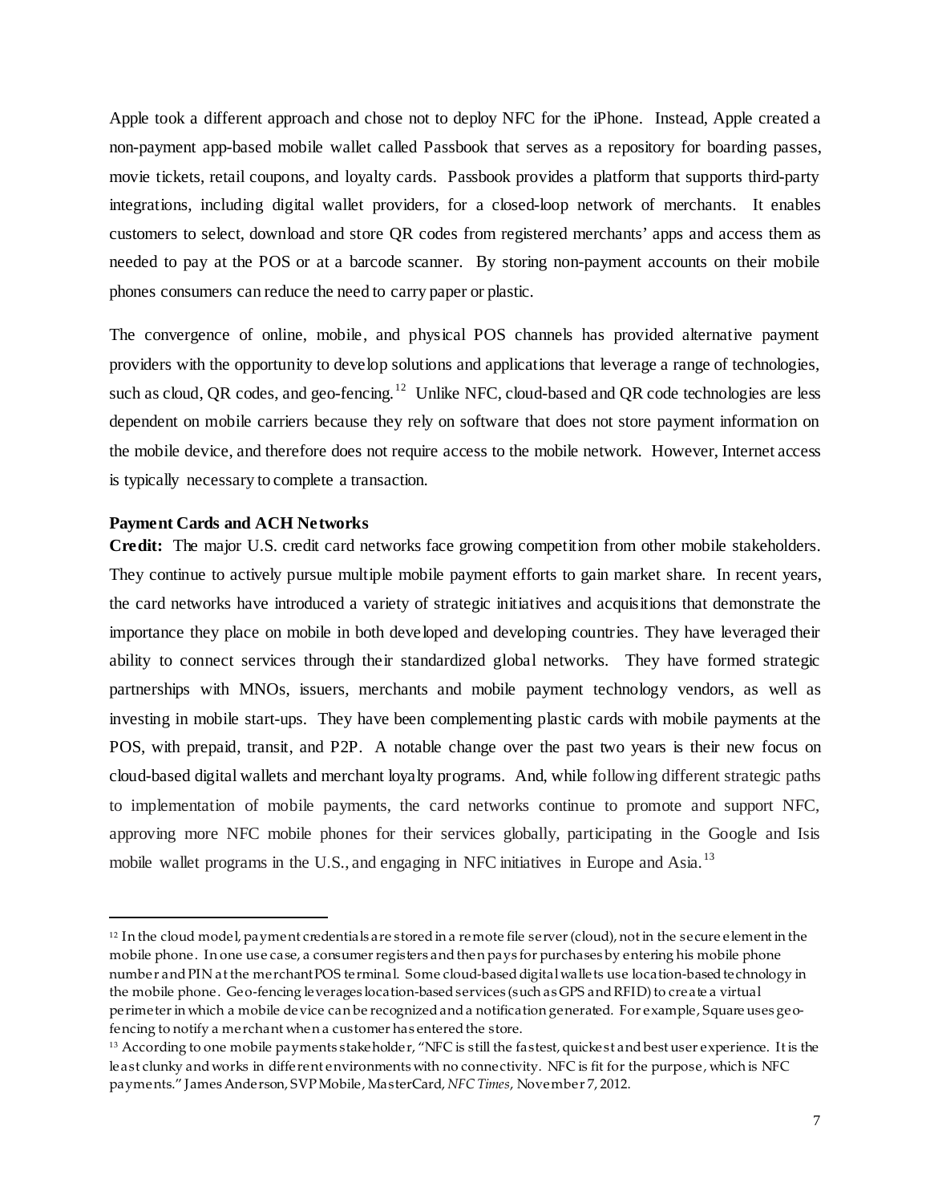Apple took a different approach and chose not to deploy NFC for the iPhone. Instead, Apple created a non-payment app-based mobile wallet called Passbook that serves as a repository for boarding passes, movie tickets, retail coupons, and loyalty cards. Passbook provides a platform that supports third-party integrations, including digital wallet providers, for a closed-loop network of merchants. It enables customers to select, download and store QR codes from registered merchants' apps and access them as needed to pay at the POS or at a barcode scanner. By storing non-payment accounts on their mobile phones consumers can reduce the need to carry paper or plastic.

The convergence of online, mobile, and physical POS channels has provided alternative payment providers with the opportunity to develop solutions and applications that leverage a range of technologies, such as cloud, QR codes, and geo-fencing.[12] Unlike NFC, cloud-based and QR code technologies are less dependent on mobile carriers because they rely on software that does not store payment information on the mobile device, and therefore does not require access to the mobile network. However, Internet access is typically necessary to complete a transaction.

**Payment Cards and ACH Networks**

**Credit:** The major U.S. credit card networks face growing competition from other mobile stakeholders. They continue to actively pursue multiple mobile payment efforts to gain market share. In recent years, the card networks have introduced a variety of strategic initiatives and acquisitions that demonstrate the importance they place on mobile in both developed and developing countries. They have leveraged their ability to connect services through their standardized global networks. They have formed strategic partnerships with MNOs, issuers, merchants and mobile payment technology vendors, as well as investing in mobile start-ups. They have been complementing plastic cards with mobile payments at the POS, with prepaid, transit, and P2P. A notable change over the past two years is their new focus on cloud-based digital wallets and merchant loyalty programs. And, while following different strategic paths to implementation of mobile payments, the card networks continue to promote and support NFC, approving more NFC mobile phones for their services globally, participating in the Google and Isis mobile wallet programs in the U.S., and engaging in NFC initiatives in Europe and Asia.[13]

---

[12] In the cloud model, payment credentials are stored in a remote file server (cloud), not in the secure element in the mobile phone. In one use case, a consumer registers and then pays for purchases by entering his mobile phone number and PIN at the merchant POS terminal. Some cloud-based digital wallets use location-based technology in the mobile phone. Geo-fencing leverages location-based services (such as GPS and RFID) to create a virtual perimeter in which a mobile device can be recognized and a notification generated. For example, Square uses geo-fencing to notify a merchant when a customer has entered the store.

[13] According to one mobile payments stakeholder, "NFC is still the fastest, quickest and best user experience. It is the least clunky and works in different environments with no connectivity. NFC is fit for the purpose, which is NFC payments." James Anderson, SVP Mobile, MasterCard, *NFC Times*, November 7, 2012.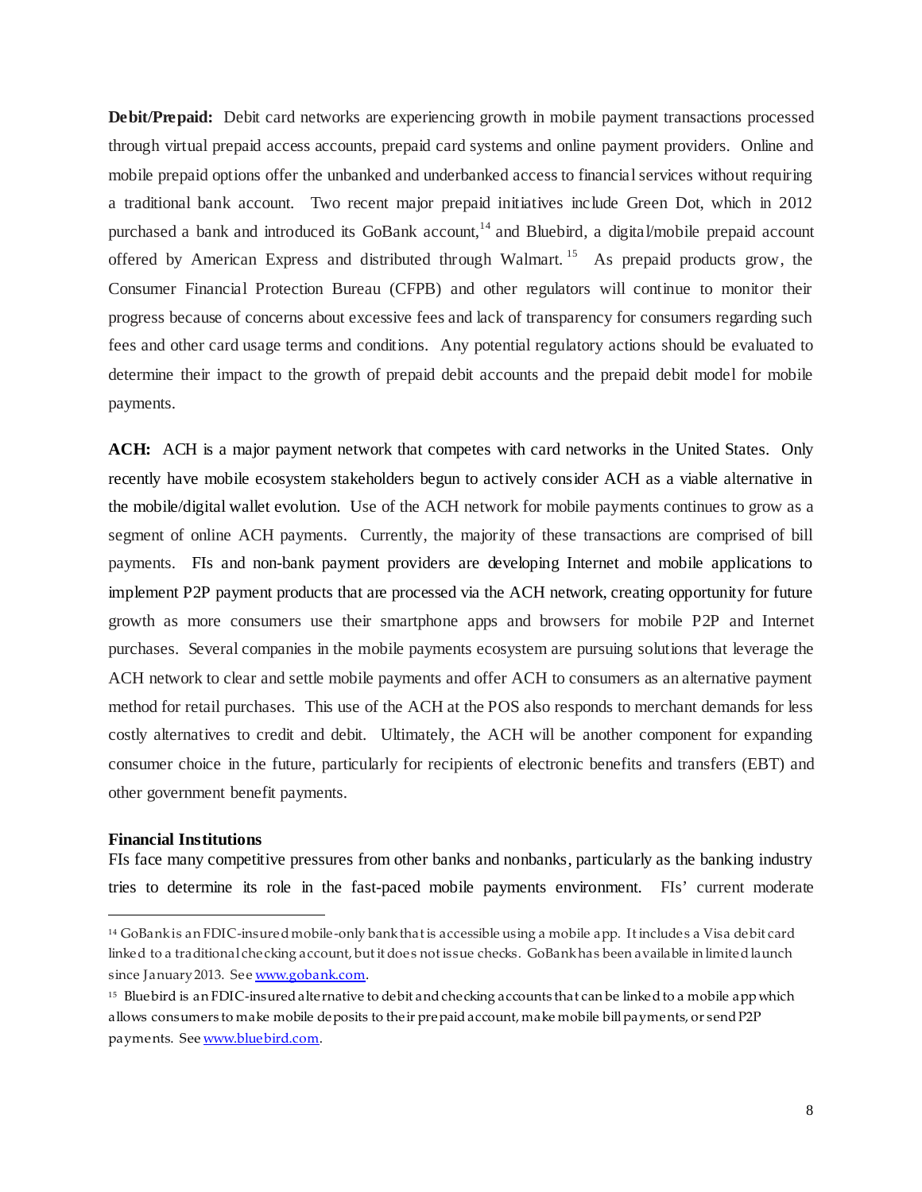**Debit/Prepaid:** Debit card networks are experiencing growth in mobile payment transactions processed through virtual prepaid access accounts, prepaid card systems and online payment providers. Online and mobile prepaid options offer the unbanked and underbanked access to financial services without requiring a traditional bank account. Two recent major prepaid initiatives include Green Dot, which in 2012 purchased a bank and introduced its GoBank account,[14] and Bluebird, a digital/mobile prepaid account offered by American Express and distributed through Walmart.[15] As prepaid products grow, the Consumer Financial Protection Bureau (CFPB) and other regulators will continue to monitor their progress because of concerns about excessive fees and lack of transparency for consumers regarding such fees and other card usage terms and conditions. Any potential regulatory actions should be evaluated to determine their impact to the growth of prepaid debit accounts and the prepaid debit model for mobile payments.

**ACH:** ACH is a major payment network that competes with card networks in the United States. Only recently have mobile ecosystem stakeholders begun to actively consider ACH as a viable alternative in the mobile/digital wallet evolution. Use of the ACH network for mobile payments continues to grow as a segment of online ACH payments. Currently, the majority of these transactions are comprised of bill payments. FIs and non-bank payment providers are developing Internet and mobile applications to implement P2P payment products that are processed via the ACH network, creating opportunity for future growth as more consumers use their smartphone apps and browsers for mobile P2P and Internet purchases. Several companies in the mobile payments ecosystem are pursuing solutions that leverage the ACH network to clear and settle mobile payments and offer ACH to consumers as an alternative payment method for retail purchases. This use of the ACH at the POS also responds to merchant demands for less costly alternatives to credit and debit. Ultimately, the ACH will be another component for expanding consumer choice in the future, particularly for recipients of electronic benefits and transfers (EBT) and other government benefit payments.

**Financial Institutions**

FIs face many competitive pressures from other banks and nonbanks, particularly as the banking industry tries to determine its role in the fast-paced mobile payments environment. FIs' current moderate

---

[14] GoBank is an FDIC-insured mobile-only bank that is accessible using a mobile app. It includes a Visa debit card linked to a traditional checking account, but it does not issue checks. GoBank has been available in limited launch since January 2013. See [www.gobank.com](http://www.gobank.com).

[15] Bluebird is an FDIC-insured alternative to debit and checking accounts that can be linked to a mobile app which allows consumers to make mobile deposits to their prepaid account, make mobile bill payments, or send P2P payments. See [www.bluebird.com](http://www.bluebird.com).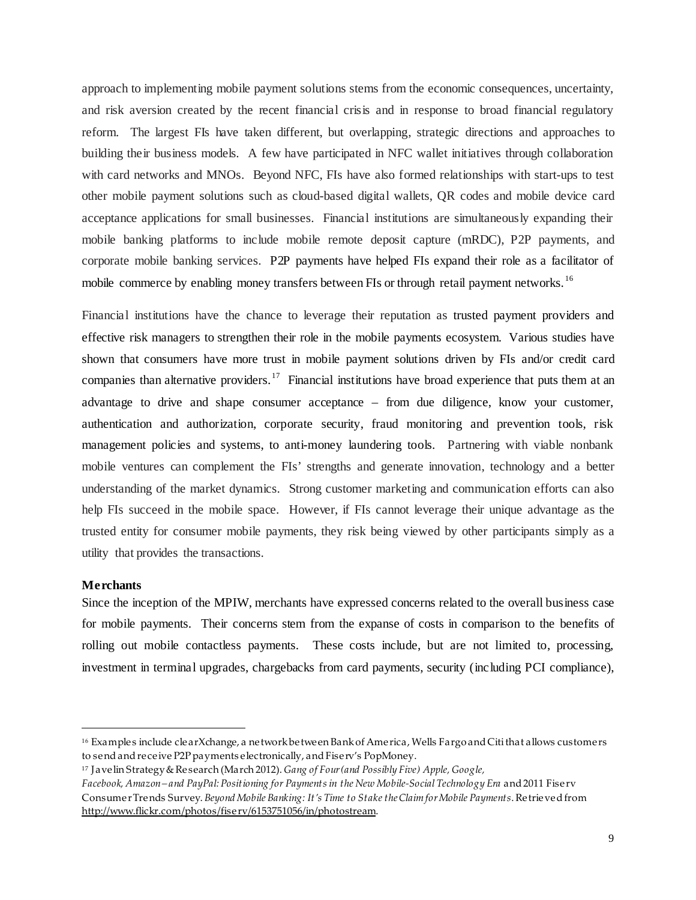approach to implementing mobile payment solutions stems from the economic consequences, uncertainty, and risk aversion created by the recent financial crisis and in response to broad financial regulatory reform. The largest FIs have taken different, but overlapping, strategic directions and approaches to building their business models. A few have participated in NFC wallet initiatives through collaboration with card networks and MNOs. Beyond NFC, FIs have also formed relationships with start-ups to test other mobile payment solutions such as cloud-based digital wallets, QR codes and mobile device card acceptance applications for small businesses. Financial institutions are simultaneously expanding their mobile banking platforms to include mobile remote deposit capture (mRDC), P2P payments, and corporate mobile banking services. P2P payments have helped FIs expand their role as a facilitator of mobile commerce by enabling money transfers between FIs or through retail payment networks.[16]

Financial institutions have the chance to leverage their reputation as trusted payment providers and effective risk managers to strengthen their role in the mobile payments ecosystem. Various studies have shown that consumers have more trust in mobile payment solutions driven by FIs and/or credit card companies than alternative providers.[17] Financial institutions have broad experience that puts them at an advantage to drive and shape consumer acceptance – from due diligence, know your customer, authentication and authorization, corporate security, fraud monitoring and prevention tools, risk management policies and systems, to anti-money laundering tools. Partnering with viable nonbank mobile ventures can complement the FIs' strengths and generate innovation, technology and a better understanding of the market dynamics. Strong customer marketing and communication efforts can also help FIs succeed in the mobile space. However, if FIs cannot leverage their unique advantage as the trusted entity for consumer mobile payments, they risk being viewed by other participants simply as a utility that provides the transactions.

**Merchants**

Since the inception of the MPIW, merchants have expressed concerns related to the overall business case for mobile payments. Their concerns stem from the expanse of costs in comparison to the benefits of rolling out mobile contactless payments. These costs include, but are not limited to, processing, investment in terminal upgrades, chargebacks from card payments, security (including PCI compliance),

---

[16] Examples include clearXchange, a network between Bank of America, Wells Fargo and Citi that allows customers to send and receive P2P payments electronically, and Fiserv's PopMoney.

[17] Javelin Strategy & Research (March 2012). *Gang of Four (and Possibly Five) Apple, Google, Facebook, Amazon – and PayPal: Positioning for Payments in the New Mobile-Social Technology Era* and 2011 Fiserv Consumer Trends Survey. *Beyond Mobile Banking: It's Time to Stake the Claim for Mobile Payments*. Retrieved from http://www.flickr.com/photos/fiserv/6153751056/in/photostream.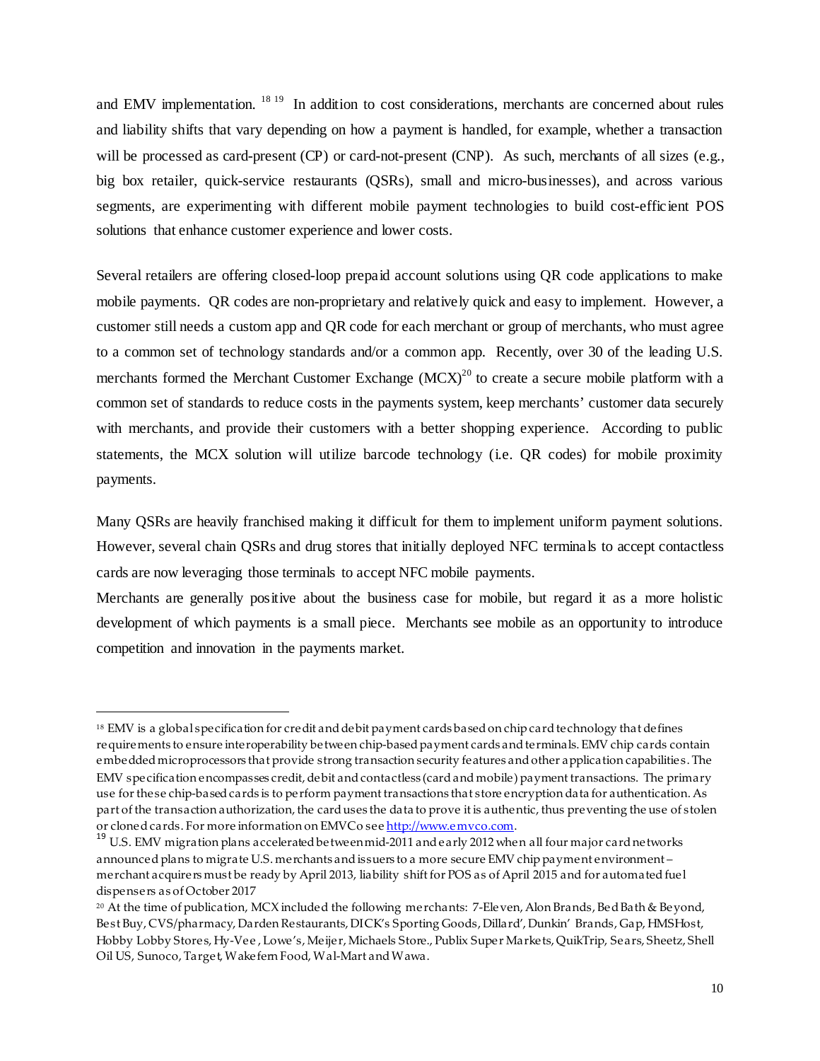and EMV implementation. [18] [19] In addition to cost considerations, merchants are concerned about rules and liability shifts that vary depending on how a payment is handled, for example, whether a transaction will be processed as card-present (CP) or card-not-present (CNP). As such, merchants of all sizes (e.g., big box retailer, quick-service restaurants (QSRs), small and micro-businesses), and across various segments, are experimenting with different mobile payment technologies to build cost-efficient POS solutions that enhance customer experience and lower costs.

Several retailers are offering closed-loop prepaid account solutions using QR code applications to make mobile payments. QR codes are non-proprietary and relatively quick and easy to implement. However, a customer still needs a custom app and QR code for each merchant or group of merchants, who must agree to a common set of technology standards and/or a common app. Recently, over 30 of the leading U.S. merchants formed the Merchant Customer Exchange (MCX)[20] to create a secure mobile platform with a common set of standards to reduce costs in the payments system, keep merchants' customer data securely with merchants, and provide their customers with a better shopping experience. According to public statements, the MCX solution will utilize barcode technology (i.e. QR codes) for mobile proximity payments.

Many QSRs are heavily franchised making it difficult for them to implement uniform payment solutions. However, several chain QSRs and drug stores that initially deployed NFC terminals to accept contactless cards are now leveraging those terminals to accept NFC mobile payments.

Merchants are generally positive about the business case for mobile, but regard it as a more holistic development of which payments is a small piece. Merchants see mobile as an opportunity to introduce competition and innovation in the payments market.

---

[18] EMV is a global specification for credit and debit payment cards based on chip card technology that defines requirements to ensure interoperability between chip-based payment cards and terminals. EMV chip cards contain embedded microprocessors that provide strong transaction security features and other application capabilities. The EMV specification encompasses credit, debit and contactless (card and mobile) payment transactions. The primary use for these chip-based cards is to perform payment transactions that store encryption data for authentication. As part of the transaction authorization, the card uses the data to prove it is authentic, thus preventing the use of stolen or cloned cards. For more information on EMVCo see http://www.emvco.com.

[19] U.S. EMV migration plans accelerated between mid-2011 and early 2012 when all four major card networks announced plans to migrate U.S. merchants and issuers to a more secure EMV chip payment environment – merchant acquirers must be ready by April 2013, liability shift for POS as of April 2015 and for automated fuel dispensers as of October 2017

[20] At the time of publication, MCX included the following merchants: 7-Eleven, Alon Brands, Bed Bath & Beyond, Best Buy, CVS/pharmacy, Darden Restaurants, DICK's Sporting Goods, Dillard', Dunkin' Brands, Gap, HMSHost, Hobby Lobby Stores, Hy-Vee, Lowe's, Meijer, Michaels Store., Publix Super Markets, QuikTrip, Sears, Sheetz, Shell Oil US, Sunoco, Target, Wakefern Food, Wal-Mart and Wawa.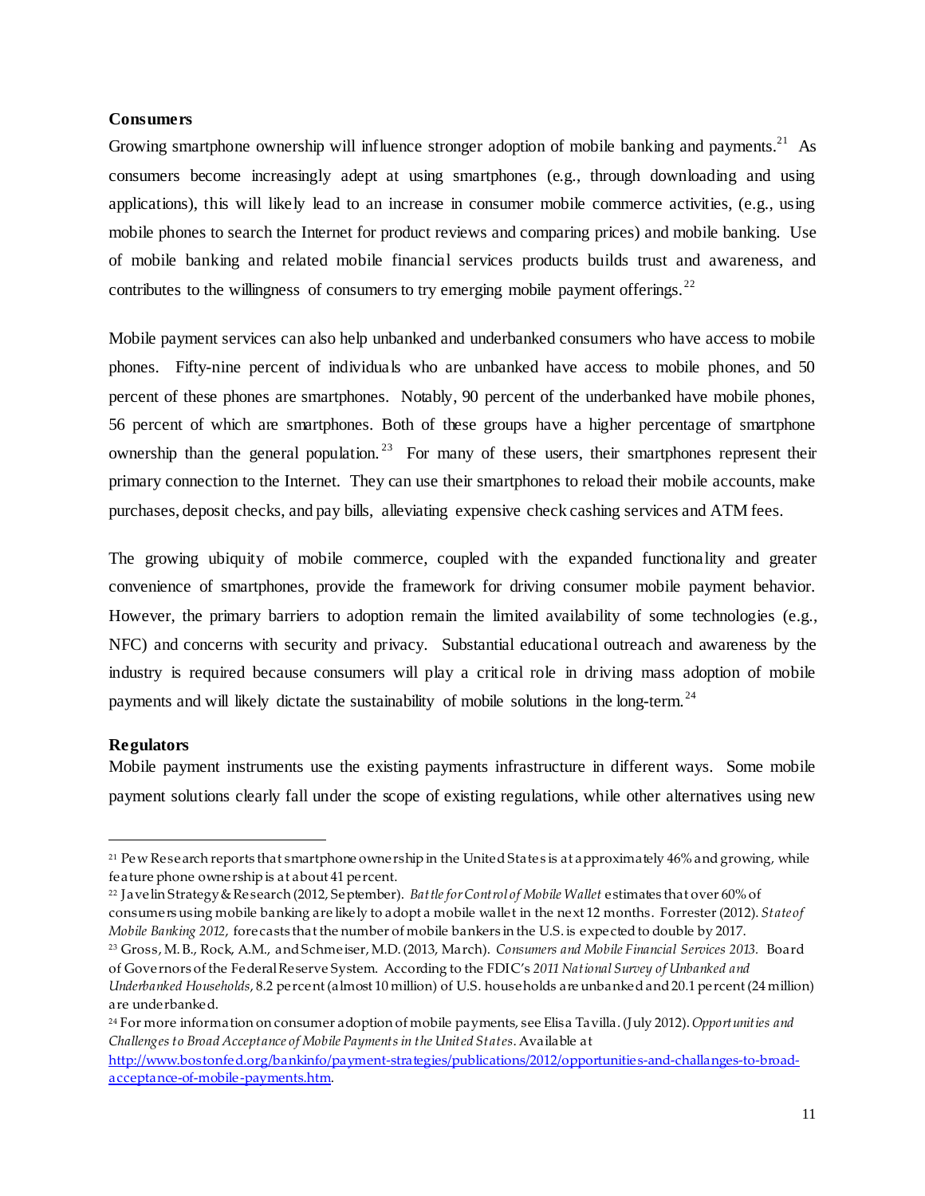**Consumers**

Growing smartphone ownership will influence stronger adoption of mobile banking and payments.[21] As consumers become increasingly adept at using smartphones (e.g., through downloading and using applications), this will likely lead to an increase in consumer mobile commerce activities, (e.g., using mobile phones to search the Internet for product reviews and comparing prices) and mobile banking. Use of mobile banking and related mobile financial services products builds trust and awareness, and contributes to the willingness of consumers to try emerging mobile payment offerings.[22]

Mobile payment services can also help unbanked and underbanked consumers who have access to mobile phones. Fifty-nine percent of individuals who are unbanked have access to mobile phones, and 50 percent of these phones are smartphones. Notably, 90 percent of the underbanked have mobile phones, 56 percent of which are smartphones. Both of these groups have a higher percentage of smartphone ownership than the general population.[23] For many of these users, their smartphones represent their primary connection to the Internet. They can use their smartphones to reload their mobile accounts, make purchases, deposit checks, and pay bills, alleviating expensive check cashing services and ATM fees.

The growing ubiquity of mobile commerce, coupled with the expanded functionality and greater convenience of smartphones, provide the framework for driving consumer mobile payment behavior. However, the primary barriers to adoption remain the limited availability of some technologies (e.g., NFC) and concerns with security and privacy. Substantial educational outreach and awareness by the industry is required because consumers will play a critical role in driving mass adoption of mobile payments and will likely dictate the sustainability of mobile solutions in the long-term.[24]

**Regulators**

Mobile payment instruments use the existing payments infrastructure in different ways. Some mobile payment solutions clearly fall under the scope of existing regulations, while other alternatives using new

---

[21] Pew Research reports that smartphone ownership in the United States is at approximately 46% and growing, while feature phone ownership is at about 41 percent.

[22] Javelin Strategy & Research (2012, September). *Battle for Control of Mobile Wallet* estimates that over 60% of consumers using mobile banking are likely to adopt a mobile wallet in the next 12 months. Forrester (2012). *State of Mobile Banking 2012,* forecasts that the number of mobile bankers in the U.S. is expected to double by 2017.

[23] Gross, M. B., Rock, A.M., and Schmeiser, M.D. (2013, March). *Consumers and Mobile Financial Services 2013.* Board of Governors of the Federal Reserve System. According to the FDIC's *2011 National Survey of Unbanked and Underbanked Households*, 8.2 percent (almost 10 million) of U.S. households are unbanked and 20.1 percent (24 million) are underbanked.

[24] For more information on consumer adoption of mobile payments, see Elisa Tavilla. (July 2012). *Opportunities and Challenges to Broad Acceptance of Mobile Payments in the United States*. Available at http://www.bostonfed.org/bankinfo/payment-strategies/publications/2012/opportunities-and-challanges-to-broad-acceptance-of-mobile-payments.htm.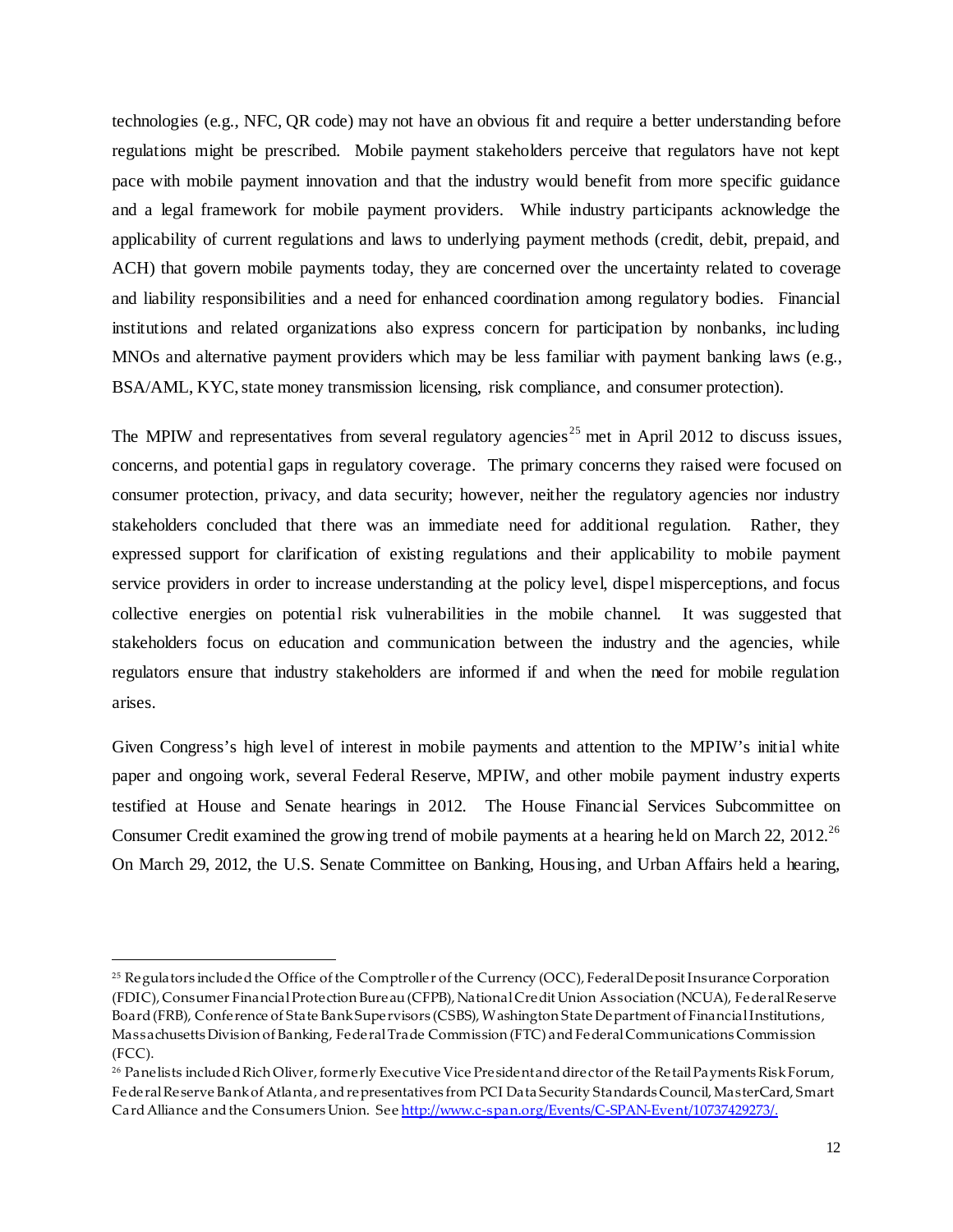technologies (e.g., NFC, QR code) may not have an obvious fit and require a better understanding before regulations might be prescribed. Mobile payment stakeholders perceive that regulators have not kept pace with mobile payment innovation and that the industry would benefit from more specific guidance and a legal framework for mobile payment providers. While industry participants acknowledge the applicability of current regulations and laws to underlying payment methods (credit, debit, prepaid, and ACH) that govern mobile payments today, they are concerned over the uncertainty related to coverage and liability responsibilities and a need for enhanced coordination among regulatory bodies. Financial institutions and related organizations also express concern for participation by nonbanks, including MNOs and alternative payment providers which may be less familiar with payment banking laws (e.g., BSA/AML, KYC, state money transmission licensing, risk compliance, and consumer protection).

The MPIW and representatives from several regulatory agencies[25] met in April 2012 to discuss issues, concerns, and potential gaps in regulatory coverage. The primary concerns they raised were focused on consumer protection, privacy, and data security; however, neither the regulatory agencies nor industry stakeholders concluded that there was an immediate need for additional regulation. Rather, they expressed support for clarification of existing regulations and their applicability to mobile payment service providers in order to increase understanding at the policy level, dispel misperceptions, and focus collective energies on potential risk vulnerabilities in the mobile channel. It was suggested that stakeholders focus on education and communication between the industry and the agencies, while regulators ensure that industry stakeholders are informed if and when the need for mobile regulation arises.

Given Congress's high level of interest in mobile payments and attention to the MPIW's initial white paper and ongoing work, several Federal Reserve, MPIW, and other mobile payment industry experts testified at House and Senate hearings in 2012. The House Financial Services Subcommittee on Consumer Credit examined the growing trend of mobile payments at a hearing held on March 22, 2012.[26] On March 29, 2012, the U.S. Senate Committee on Banking, Housing, and Urban Affairs held a hearing,

---

[25] Regulators included the Office of the Comptroller of the Currency (OCC), Federal Deposit Insurance Corporation (FDIC), Consumer Financial Protection Bureau (CFPB), National Credit Union Association (NCUA), Federal Reserve Board (FRB), Conference of State Bank Supervisors (CSBS), Washington State Department of Financial Institutions, Massachusetts Division of Banking, Federal Trade Commission (FTC) and Federal Communications Commission (FCC).

[26] Panelists included Rich Oliver, formerly Executive Vice President and director of the Retail Payments Risk Forum, Federal Reserve Bank of Atlanta, and representatives from PCI Data Security Standards Council, MasterCard, Smart Card Alliance and the Consumers Union. See http://www.c-span.org/Events/C-SPAN-Event/10737429273/.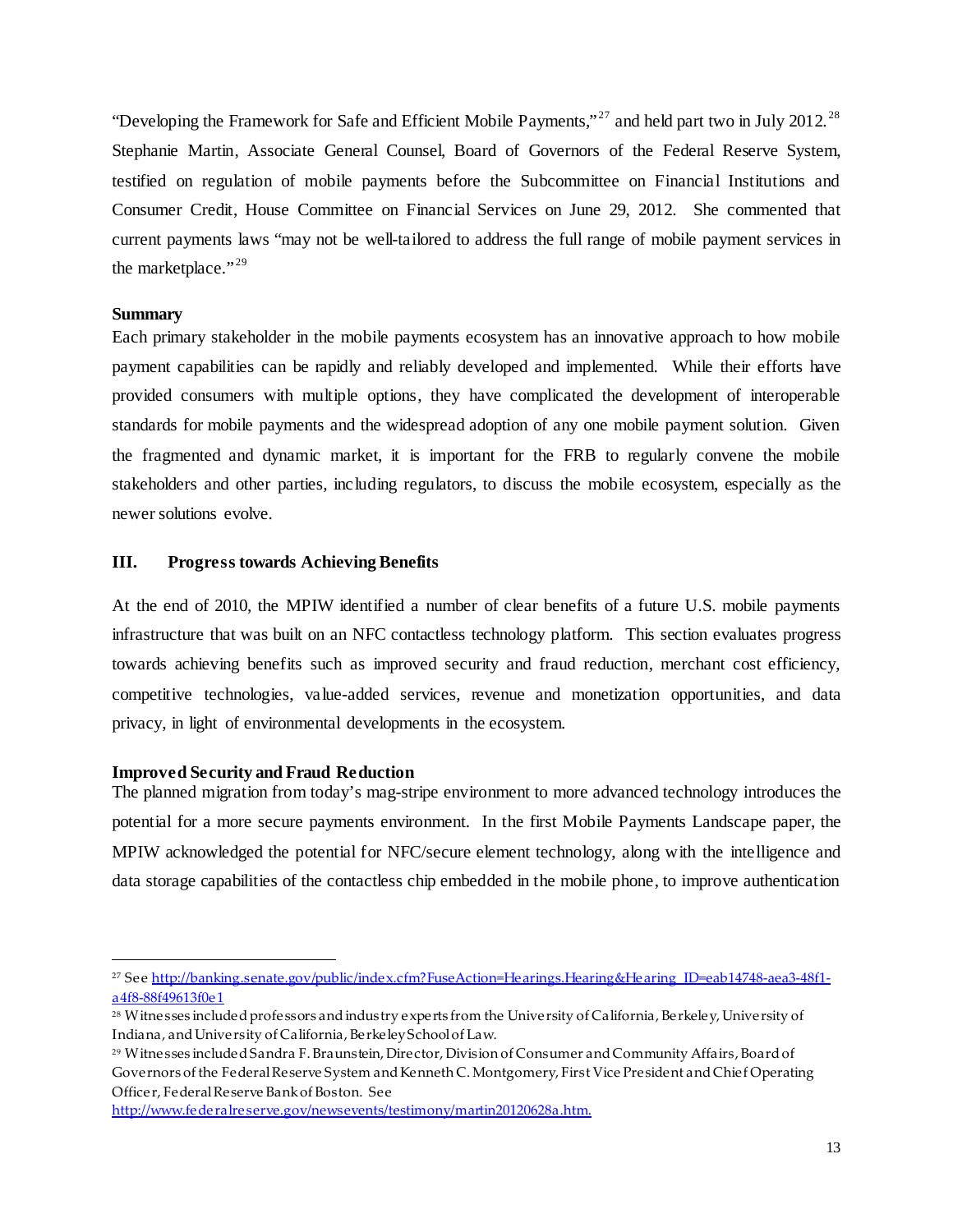"Developing the Framework for Safe and Efficient Mobile Payments,"[27] and held part two in July 2012.[28] Stephanie Martin, Associate General Counsel, Board of Governors of the Federal Reserve System, testified on regulation of mobile payments before the Subcommittee on Financial Institutions and Consumer Credit, House Committee on Financial Services on June 29, 2012. She commented that current payments laws "may not be well-tailored to address the full range of mobile payment services in the marketplace."[29]

**Summary**

Each primary stakeholder in the mobile payments ecosystem has an innovative approach to how mobile payment capabilities can be rapidly and reliably developed and implemented. While their efforts have provided consumers with multiple options, they have complicated the development of interoperable standards for mobile payments and the widespread adoption of any one mobile payment solution. Given the fragmented and dynamic market, it is important for the FRB to regularly convene the mobile stakeholders and other parties, including regulators, to discuss the mobile ecosystem, especially as the newer solutions evolve.

## III. Progress towards Achieving Benefits

At the end of 2010, the MPIW identified a number of clear benefits of a future U.S. mobile payments infrastructure that was built on an NFC contactless technology platform. This section evaluates progress towards achieving benefits such as improved security and fraud reduction, merchant cost efficiency, competitive technologies, value-added services, revenue and monetization opportunities, and data privacy, in light of environmental developments in the ecosystem.

**Improved Security and Fraud Reduction**

The planned migration from today's mag-stripe environment to more advanced technology introduces the potential for a more secure payments environment. In the first Mobile Payments Landscape paper, the MPIW acknowledged the potential for NFC/secure element technology, along with the intelligence and data storage capabilities of the contactless chip embedded in the mobile phone, to improve authentication

---

[27] See http://banking.senate.gov/public/index.cfm?FuseAction=Hearings.Hearing&Hearing_ID=eab14748-aea3-48f1-a4f8-88f49613f0e1

[28] Witnesses included professors and industry experts from the University of California, Berkeley, University of Indiana, and University of California, Berkeley School of Law.

[29] Witnesses included Sandra F. Braunstein, Director, Division of Consumer and Community Affairs, Board of Governors of the Federal Reserve System and Kenneth C. Montgomery, First Vice President and Chief Operating Officer, Federal Reserve Bank of Boston. See http://www.federalreserve.gov/newsevents/testimony/martin20120628a.htm.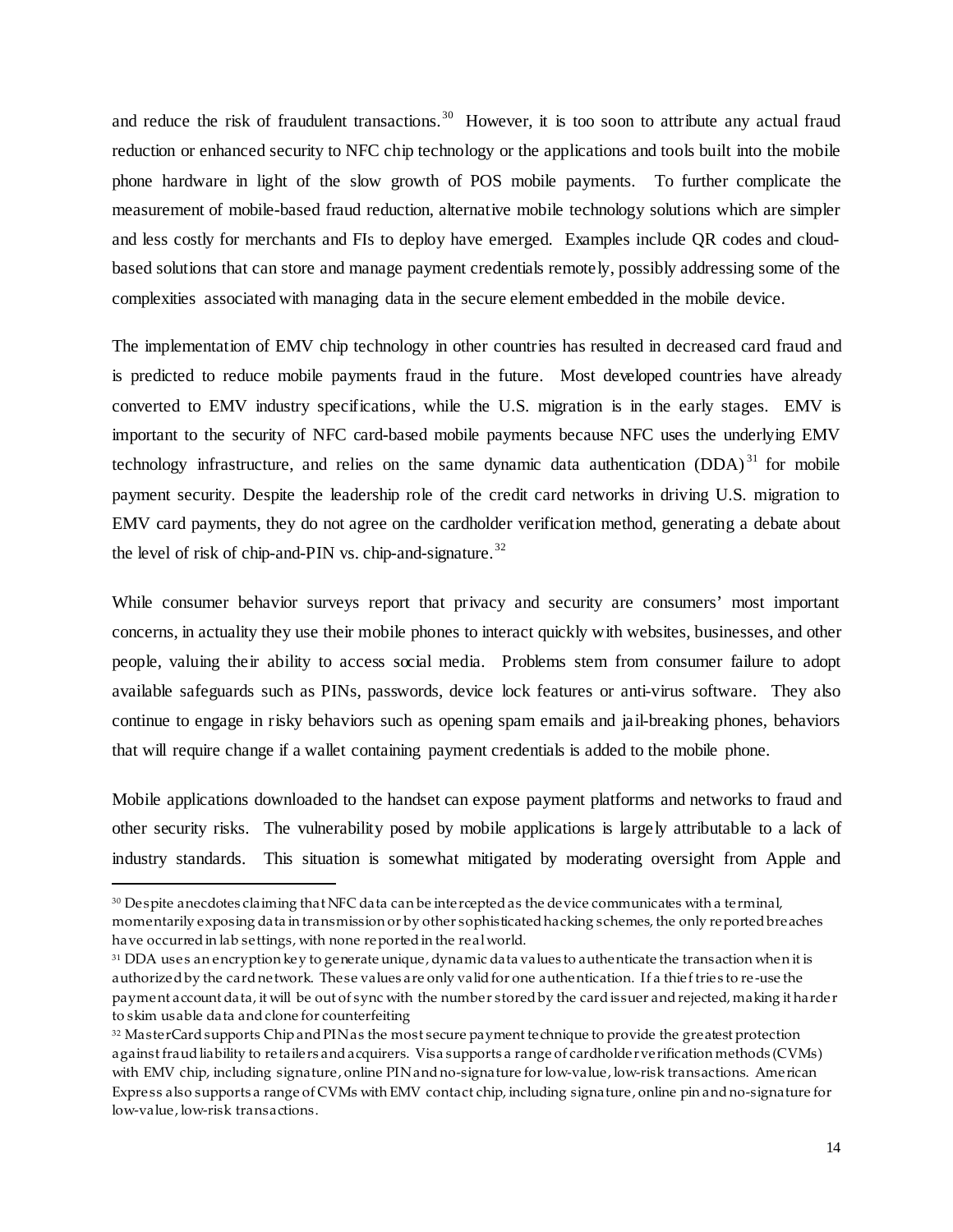and reduce the risk of fraudulent transactions.[30] However, it is too soon to attribute any actual fraud reduction or enhanced security to NFC chip technology or the applications and tools built into the mobile phone hardware in light of the slow growth of POS mobile payments. To further complicate the measurement of mobile-based fraud reduction, alternative mobile technology solutions which are simpler and less costly for merchants and FIs to deploy have emerged. Examples include QR codes and cloud-based solutions that can store and manage payment credentials remotely, possibly addressing some of the complexities associated with managing data in the secure element embedded in the mobile device.

The implementation of EMV chip technology in other countries has resulted in decreased card fraud and is predicted to reduce mobile payments fraud in the future. Most developed countries have already converted to EMV industry specifications, while the U.S. migration is in the early stages. EMV is important to the security of NFC card-based mobile payments because NFC uses the underlying EMV technology infrastructure, and relies on the same dynamic data authentication (DDA)[31] for mobile payment security. Despite the leadership role of the credit card networks in driving U.S. migration to EMV card payments, they do not agree on the cardholder verification method, generating a debate about the level of risk of chip-and-PIN vs. chip-and-signature.[32]

While consumer behavior surveys report that privacy and security are consumers' most important concerns, in actuality they use their mobile phones to interact quickly with websites, businesses, and other people, valuing their ability to access social media. Problems stem from consumer failure to adopt available safeguards such as PINs, passwords, device lock features or anti-virus software. They also continue to engage in risky behaviors such as opening spam emails and jail-breaking phones, behaviors that will require change if a wallet containing payment credentials is added to the mobile phone.

Mobile applications downloaded to the handset can expose payment platforms and networks to fraud and other security risks. The vulnerability posed by mobile applications is largely attributable to a lack of industry standards. This situation is somewhat mitigated by moderating oversight from Apple and

---

[30] Despite anecdotes claiming that NFC data can be intercepted as the device communicates with a terminal, momentarily exposing data in transmission or by other sophisticated hacking schemes, the only reported breaches have occurred in lab settings, with none reported in the real world.

[31] DDA uses an encryption key to generate unique, dynamic data values to authenticate the transaction when it is authorized by the card network. These values are only valid for one authentication. If a thief tries to re-use the payment account data, it will be out of sync with the number stored by the card issuer and rejected, making it harder to skim usable data and clone for counterfeiting

[32] MasterCard supports Chip and PIN as the most secure payment technique to provide the greatest protection against fraud liability to retailers and acquirers. Visa supports a range of cardholder verification methods (CVMs) with EMV chip, including signature, online PIN and no-signature for low-value, low-risk transactions. American Express also supports a range of CVMs with EMV contact chip, including signature, online pin and no-signature for low-value, low-risk transactions.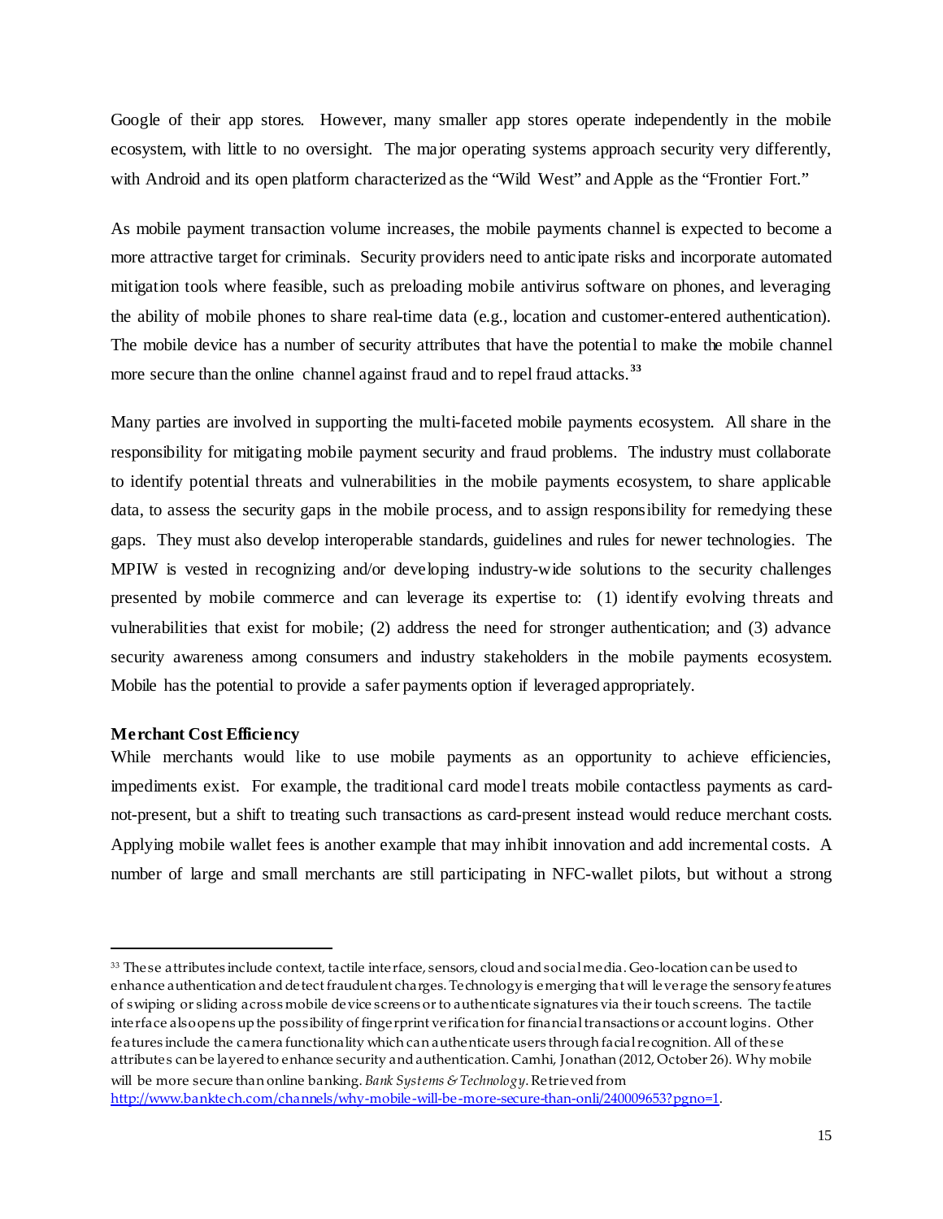Google of their app stores. However, many smaller app stores operate independently in the mobile ecosystem, with little to no oversight. The major operating systems approach security very differently, with Android and its open platform characterized as the "Wild West" and Apple as the "Frontier Fort."

As mobile payment transaction volume increases, the mobile payments channel is expected to become a more attractive target for criminals. Security providers need to anticipate risks and incorporate automated mitigation tools where feasible, such as preloading mobile antivirus software on phones, and leveraging the ability of mobile phones to share real-time data (e.g., location and customer-entered authentication). The mobile device has a number of security attributes that have the potential to make the mobile channel more secure than the online channel against fraud and to repel fraud attacks.[33]

Many parties are involved in supporting the multi-faceted mobile payments ecosystem. All share in the responsibility for mitigating mobile payment security and fraud problems. The industry must collaborate to identify potential threats and vulnerabilities in the mobile payments ecosystem, to share applicable data, to assess the security gaps in the mobile process, and to assign responsibility for remedying these gaps. They must also develop interoperable standards, guidelines and rules for newer technologies. The MPIW is vested in recognizing and/or developing industry-wide solutions to the security challenges presented by mobile commerce and can leverage its expertise to: (1) identify evolving threats and vulnerabilities that exist for mobile; (2) address the need for stronger authentication; and (3) advance security awareness among consumers and industry stakeholders in the mobile payments ecosystem. Mobile has the potential to provide a safer payments option if leveraged appropriately.

**Merchant Cost Efficiency**

While merchants would like to use mobile payments as an opportunity to achieve efficiencies, impediments exist. For example, the traditional card model treats mobile contactless payments as card-not-present, but a shift to treating such transactions as card-present instead would reduce merchant costs. Applying mobile wallet fees is another example that may inhibit innovation and add incremental costs. A number of large and small merchants are still participating in NFC-wallet pilots, but without a strong

---

[33] These attributes include context, tactile interface, sensors, cloud and social media. Geo-location can be used to enhance authentication and detect fraudulent charges. Technology is emerging that will leverage the sensory features of swiping or sliding across mobile device screens or to authenticate signatures via their touch screens. The tactile interface also opens up the possibility of fingerprint verification for financial transactions or account logins. Other features include the camera functionality which can authenticate users through facial recognition. All of these attributes can be layered to enhance security and authentication. Camhi, Jonathan (2012, October 26). Why mobile will be more secure than online banking. *Bank Systems & Technology*. Retrieved from http://www.banktech.com/channels/why-mobile-will-be-more-secure-than-onli/240009653?pgno=1.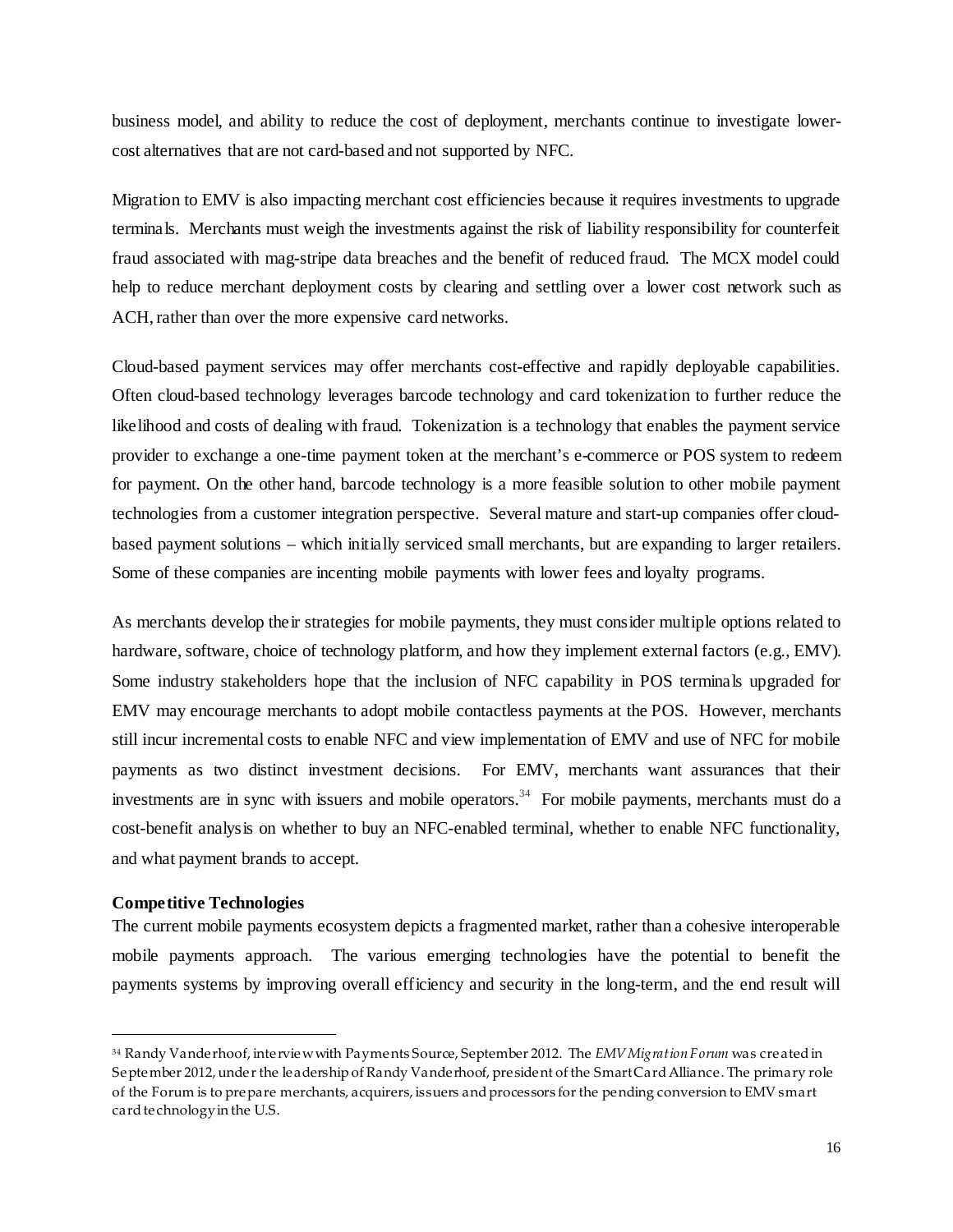business model, and ability to reduce the cost of deployment, merchants continue to investigate lower-cost alternatives that are not card-based and not supported by NFC.

Migration to EMV is also impacting merchant cost efficiencies because it requires investments to upgrade terminals. Merchants must weigh the investments against the risk of liability responsibility for counterfeit fraud associated with mag-stripe data breaches and the benefit of reduced fraud. The MCX model could help to reduce merchant deployment costs by clearing and settling over a lower cost network such as ACH, rather than over the more expensive card networks.

Cloud-based payment services may offer merchants cost-effective and rapidly deployable capabilities. Often cloud-based technology leverages barcode technology and card tokenization to further reduce the likelihood and costs of dealing with fraud. Tokenization is a technology that enables the payment service provider to exchange a one-time payment token at the merchant's e-commerce or POS system to redeem for payment. On the other hand, barcode technology is a more feasible solution to other mobile payment technologies from a customer integration perspective. Several mature and start-up companies offer cloud-based payment solutions – which initially serviced small merchants, but are expanding to larger retailers. Some of these companies are incenting mobile payments with lower fees and loyalty programs.

As merchants develop their strategies for mobile payments, they must consider multiple options related to hardware, software, choice of technology platform, and how they implement external factors (e.g., EMV). Some industry stakeholders hope that the inclusion of NFC capability in POS terminals upgraded for EMV may encourage merchants to adopt mobile contactless payments at the POS. However, merchants still incur incremental costs to enable NFC and view implementation of EMV and use of NFC for mobile payments as two distinct investment decisions. For EMV, merchants want assurances that their investments are in sync with issuers and mobile operators.[34] For mobile payments, merchants must do a cost-benefit analysis on whether to buy an NFC-enabled terminal, whether to enable NFC functionality, and what payment brands to accept.

**Competitive Technologies**

The current mobile payments ecosystem depicts a fragmented market, rather than a cohesive interoperable mobile payments approach. The various emerging technologies have the potential to benefit the payments systems by improving overall efficiency and security in the long-term, and the end result will

---

[34] Randy Vanderhoof, interview with Payments Source, September 2012. The *EMV Migration Forum* was created in September 2012, under the leadership of Randy Vanderhoof, president of the Smart Card Alliance. The primary role of the Forum is to prepare merchants, acquirers, issuers and processors for the pending conversion to EMV smart card technology in the U.S.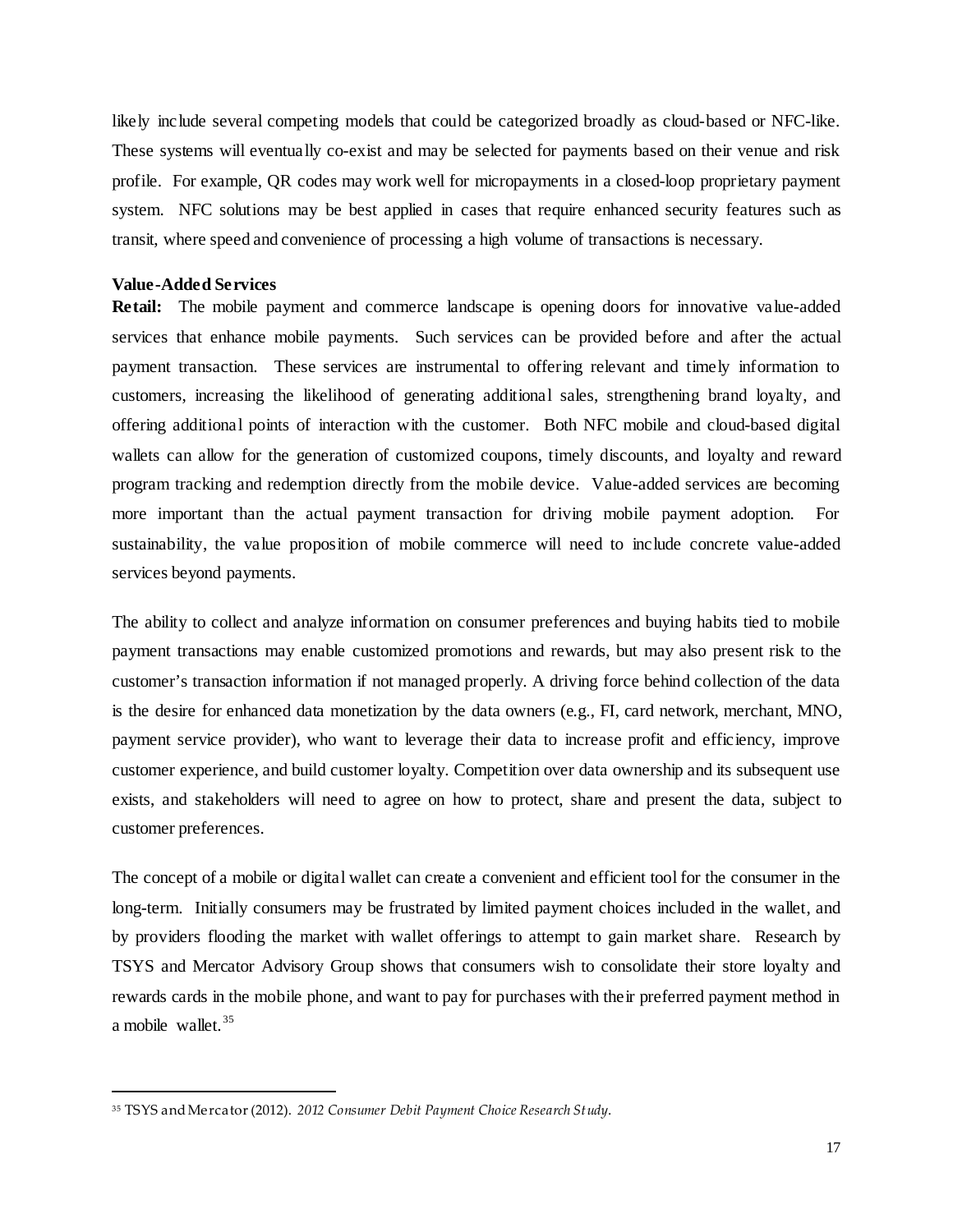likely include several competing models that could be categorized broadly as cloud-based or NFC-like. These systems will eventually co-exist and may be selected for payments based on their venue and risk profile. For example, QR codes may work well for micropayments in a closed-loop proprietary payment system. NFC solutions may be best applied in cases that require enhanced security features such as transit, where speed and convenience of processing a high volume of transactions is necessary.

**Value-Added Services**

**Retail:** The mobile payment and commerce landscape is opening doors for innovative value-added services that enhance mobile payments. Such services can be provided before and after the actual payment transaction. These services are instrumental to offering relevant and timely information to customers, increasing the likelihood of generating additional sales, strengthening brand loyalty, and offering additional points of interaction with the customer. Both NFC mobile and cloud-based digital wallets can allow for the generation of customized coupons, timely discounts, and loyalty and reward program tracking and redemption directly from the mobile device. Value-added services are becoming more important than the actual payment transaction for driving mobile payment adoption. For sustainability, the value proposition of mobile commerce will need to include concrete value-added services beyond payments.

The ability to collect and analyze information on consumer preferences and buying habits tied to mobile payment transactions may enable customized promotions and rewards, but may also present risk to the customer's transaction information if not managed properly. A driving force behind collection of the data is the desire for enhanced data monetization by the data owners (e.g., FI, card network, merchant, MNO, payment service provider), who want to leverage their data to increase profit and efficiency, improve customer experience, and build customer loyalty. Competition over data ownership and its subsequent use exists, and stakeholders will need to agree on how to protect, share and present the data, subject to customer preferences.

The concept of a mobile or digital wallet can create a convenient and efficient tool for the consumer in the long-term. Initially consumers may be frustrated by limited payment choices included in the wallet, and by providers flooding the market with wallet offerings to attempt to gain market share. Research by TSYS and Mercator Advisory Group shows that consumers wish to consolidate their store loyalty and rewards cards in the mobile phone, and want to pay for purchases with their preferred payment method in a mobile wallet.[35]

[35] TSYS and Mercator (2012). *2012 Consumer Debit Payment Choice Research Study.*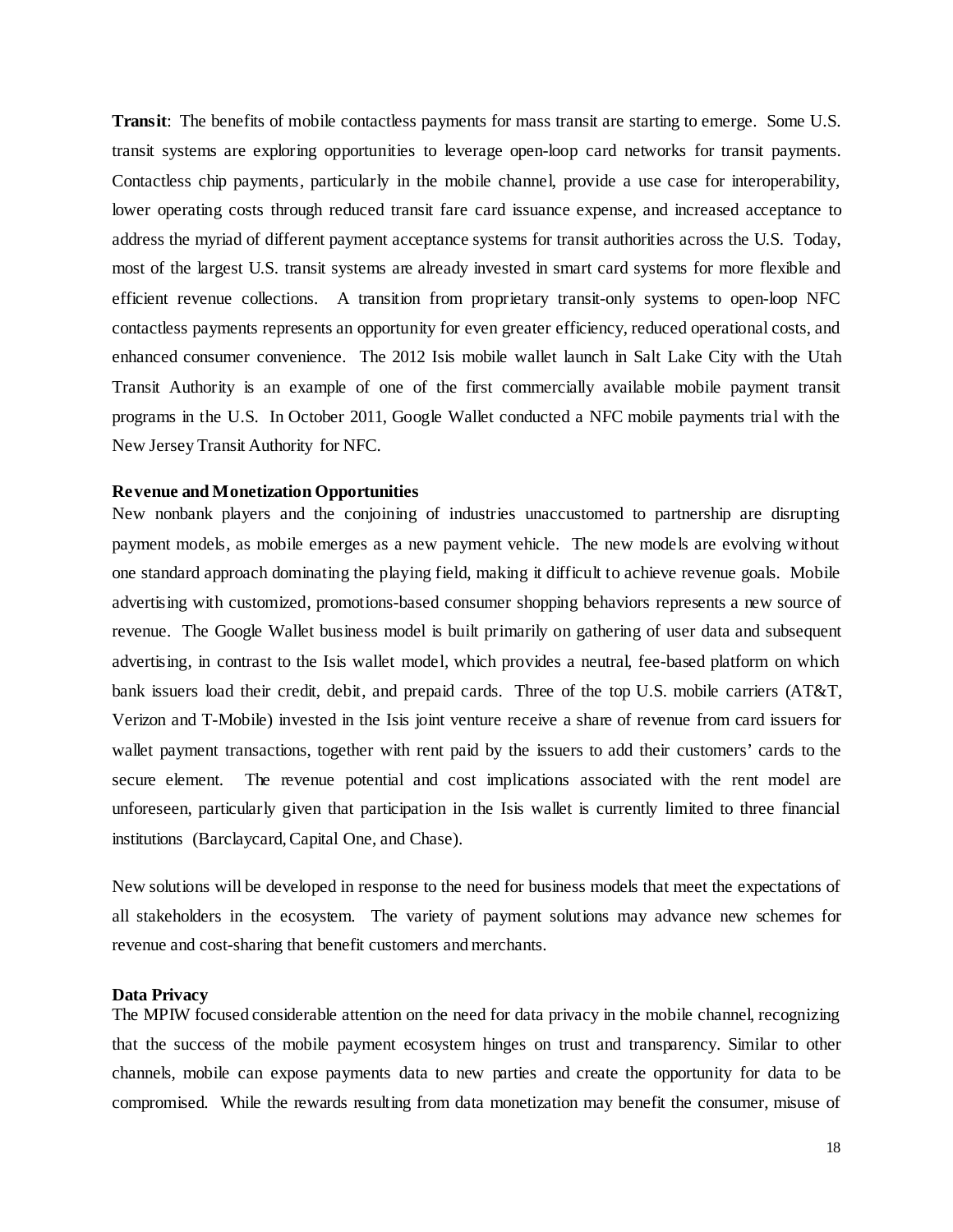**Transit**: The benefits of mobile contactless payments for mass transit are starting to emerge. Some U.S. transit systems are exploring opportunities to leverage open-loop card networks for transit payments. Contactless chip payments, particularly in the mobile channel, provide a use case for interoperability, lower operating costs through reduced transit fare card issuance expense, and increased acceptance to address the myriad of different payment acceptance systems for transit authorities across the U.S. Today, most of the largest U.S. transit systems are already invested in smart card systems for more flexible and efficient revenue collections. A transition from proprietary transit-only systems to open-loop NFC contactless payments represents an opportunity for even greater efficiency, reduced operational costs, and enhanced consumer convenience. The 2012 Isis mobile wallet launch in Salt Lake City with the Utah Transit Authority is an example of one of the first commercially available mobile payment transit programs in the U.S. In October 2011, Google Wallet conducted a NFC mobile payments trial with the New Jersey Transit Authority for NFC.

**Revenue and Monetization Opportunities**

New nonbank players and the conjoining of industries unaccustomed to partnership are disrupting payment models, as mobile emerges as a new payment vehicle. The new models are evolving without one standard approach dominating the playing field, making it difficult to achieve revenue goals. Mobile advertising with customized, promotions-based consumer shopping behaviors represents a new source of revenue. The Google Wallet business model is built primarily on gathering of user data and subsequent advertising, in contrast to the Isis wallet model, which provides a neutral, fee-based platform on which bank issuers load their credit, debit, and prepaid cards. Three of the top U.S. mobile carriers (AT&T, Verizon and T-Mobile) invested in the Isis joint venture receive a share of revenue from card issuers for wallet payment transactions, together with rent paid by the issuers to add their customers' cards to the secure element. The revenue potential and cost implications associated with the rent model are unforeseen, particularly given that participation in the Isis wallet is currently limited to three financial institutions (Barclaycard, Capital One, and Chase).

New solutions will be developed in response to the need for business models that meet the expectations of all stakeholders in the ecosystem. The variety of payment solutions may advance new schemes for revenue and cost-sharing that benefit customers and merchants.

**Data Privacy**

The MPIW focused considerable attention on the need for data privacy in the mobile channel, recognizing that the success of the mobile payment ecosystem hinges on trust and transparency. Similar to other channels, mobile can expose payments data to new parties and create the opportunity for data to be compromised. While the rewards resulting from data monetization may benefit the consumer, misuse of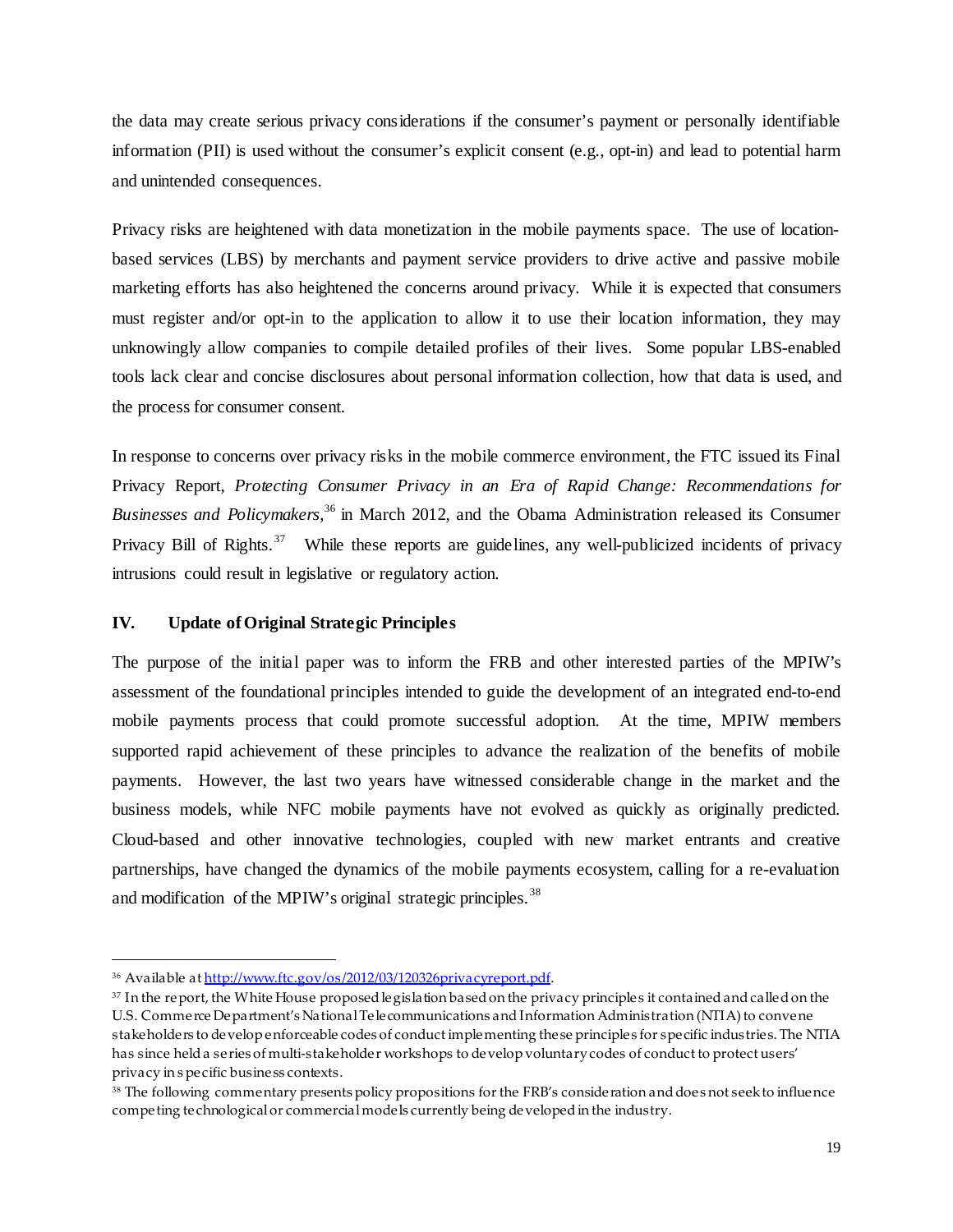the data may create serious privacy considerations if the consumer's payment or personally identifiable information (PII) is used without the consumer's explicit consent (e.g., opt-in) and lead to potential harm and unintended consequences.

Privacy risks are heightened with data monetization in the mobile payments space. The use of location-based services (LBS) by merchants and payment service providers to drive active and passive mobile marketing efforts has also heightened the concerns around privacy. While it is expected that consumers must register and/or opt-in to the application to allow it to use their location information, they may unknowingly allow companies to compile detailed profiles of their lives. Some popular LBS-enabled tools lack clear and concise disclosures about personal information collection, how that data is used, and the process for consumer consent.

In response to concerns over privacy risks in the mobile commerce environment, the FTC issued its Final Privacy Report, *Protecting Consumer Privacy in an Era of Rapid Change: Recommendations for Businesses and Policymakers,*[36] in March 2012, and the Obama Administration released its Consumer Privacy Bill of Rights.[37] While these reports are guidelines, any well-publicized incidents of privacy intrusions could result in legislative or regulatory action.

## IV. Update of Original Strategic Principles

The purpose of the initial paper was to inform the FRB and other interested parties of the MPIW's assessment of the foundational principles intended to guide the development of an integrated end-to-end mobile payments process that could promote successful adoption. At the time, MPIW members supported rapid achievement of these principles to advance the realization of the benefits of mobile payments. However, the last two years have witnessed considerable change in the market and the business models, while NFC mobile payments have not evolved as quickly as originally predicted. Cloud-based and other innovative technologies, coupled with new market entrants and creative partnerships, have changed the dynamics of the mobile payments ecosystem, calling for a re-evaluation and modification of the MPIW's original strategic principles.[38]

---

[36] Available at http://www.ftc.gov/os/2012/03/120326privacyreport.pdf.

[37] In the report, the White House proposed legislation based on the privacy principles it contained and called on the U.S. Commerce Department's National Telecommunications and Information Administration (NTIA) to convene stakeholders to develop enforceable codes of conduct implementing these principles for specific industries. The NTIA has since held a series of multi-stakeholder workshops to develop voluntary codes of conduct to protect users' privacy in specific business contexts.

[38] The following commentary presents policy propositions for the FRB's consideration and does not seek to influence competing technological or commercial models currently being developed in the industry.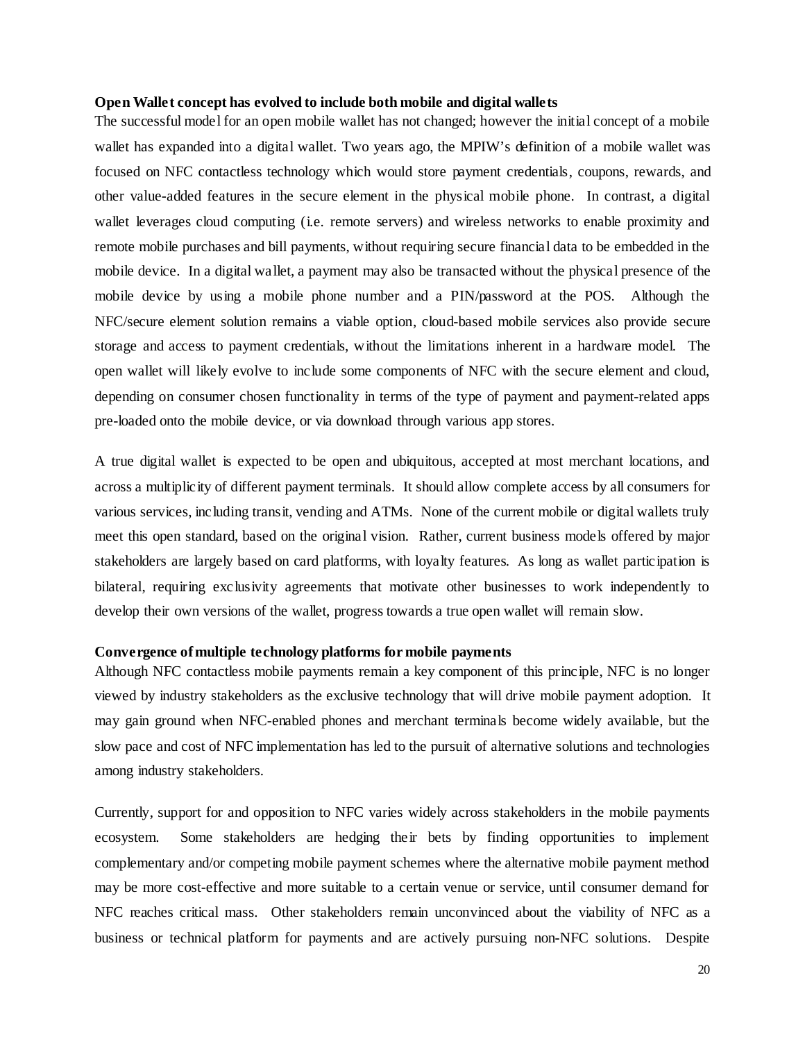**Open Wallet concept has evolved to include both mobile and digital wallets**

The successful model for an open mobile wallet has not changed; however the initial concept of a mobile wallet has expanded into a digital wallet. Two years ago, the MPIW's definition of a mobile wallet was focused on NFC contactless technology which would store payment credentials, coupons, rewards, and other value-added features in the secure element in the physical mobile phone. In contrast, a digital wallet leverages cloud computing (i.e. remote servers) and wireless networks to enable proximity and remote mobile purchases and bill payments, without requiring secure financial data to be embedded in the mobile device. In a digital wallet, a payment may also be transacted without the physical presence of the mobile device by using a mobile phone number and a PIN/password at the POS. Although the NFC/secure element solution remains a viable option, cloud-based mobile services also provide secure storage and access to payment credentials, without the limitations inherent in a hardware model. The open wallet will likely evolve to include some components of NFC with the secure element and cloud, depending on consumer chosen functionality in terms of the type of payment and payment-related apps pre-loaded onto the mobile device, or via download through various app stores.

A true digital wallet is expected to be open and ubiquitous, accepted at most merchant locations, and across a multiplicity of different payment terminals. It should allow complete access by all consumers for various services, including transit, vending and ATMs. None of the current mobile or digital wallets truly meet this open standard, based on the original vision. Rather, current business models offered by major stakeholders are largely based on card platforms, with loyalty features. As long as wallet participation is bilateral, requiring exclusivity agreements that motivate other businesses to work independently to develop their own versions of the wallet, progress towards a true open wallet will remain slow.

**Convergence of multiple technology platforms for mobile payments**

Although NFC contactless mobile payments remain a key component of this principle, NFC is no longer viewed by industry stakeholders as the exclusive technology that will drive mobile payment adoption. It may gain ground when NFC-enabled phones and merchant terminals become widely available, but the slow pace and cost of NFC implementation has led to the pursuit of alternative solutions and technologies among industry stakeholders.

Currently, support for and opposition to NFC varies widely across stakeholders in the mobile payments ecosystem. Some stakeholders are hedging their bets by finding opportunities to implement complementary and/or competing mobile payment schemes where the alternative mobile payment method may be more cost-effective and more suitable to a certain venue or service, until consumer demand for NFC reaches critical mass. Other stakeholders remain unconvinced about the viability of NFC as a business or technical platform for payments and are actively pursuing non-NFC solutions. Despite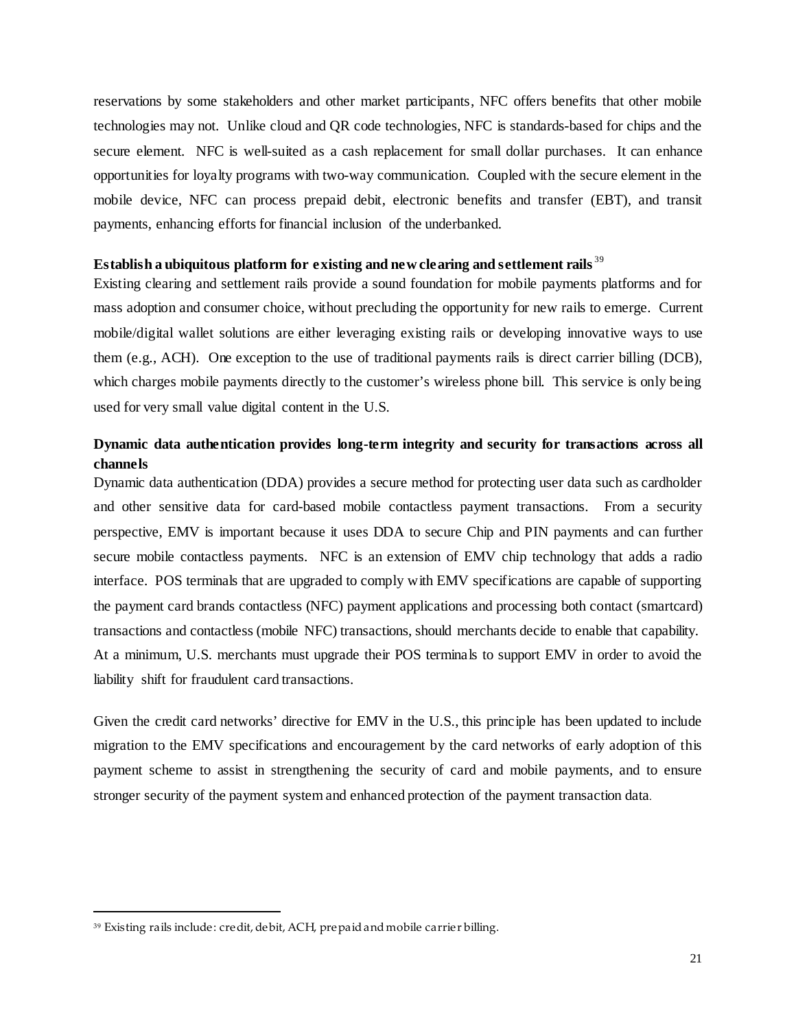reservations by some stakeholders and other market participants, NFC offers benefits that other mobile technologies may not. Unlike cloud and QR code technologies, NFC is standards-based for chips and the secure element. NFC is well-suited as a cash replacement for small dollar purchases. It can enhance opportunities for loyalty programs with two-way communication. Coupled with the secure element in the mobile device, NFC can process prepaid debit, electronic benefits and transfer (EBT), and transit payments, enhancing efforts for financial inclusion of the underbanked.

**Establish a ubiquitous platform for existing and new clearing and settlement rails**[39]

Existing clearing and settlement rails provide a sound foundation for mobile payments platforms and for mass adoption and consumer choice, without precluding the opportunity for new rails to emerge. Current mobile/digital wallet solutions are either leveraging existing rails or developing innovative ways to use them (e.g., ACH). One exception to the use of traditional payments rails is direct carrier billing (DCB), which charges mobile payments directly to the customer's wireless phone bill. This service is only being used for very small value digital content in the U.S.

**Dynamic data authentication provides long-term integrity and security for transactions across all channels**

Dynamic data authentication (DDA) provides a secure method for protecting user data such as cardholder and other sensitive data for card-based mobile contactless payment transactions. From a security perspective, EMV is important because it uses DDA to secure Chip and PIN payments and can further secure mobile contactless payments. NFC is an extension of EMV chip technology that adds a radio interface. POS terminals that are upgraded to comply with EMV specifications are capable of supporting the payment card brands contactless (NFC) payment applications and processing both contact (smartcard) transactions and contactless (mobile NFC) transactions, should merchants decide to enable that capability. At a minimum, U.S. merchants must upgrade their POS terminals to support EMV in order to avoid the liability shift for fraudulent card transactions.

Given the credit card networks' directive for EMV in the U.S., this principle has been updated to include migration to the EMV specifications and encouragement by the card networks of early adoption of this payment scheme to assist in strengthening the security of card and mobile payments, and to ensure stronger security of the payment system and enhanced protection of the payment transaction data.

---

[39] Existing rails include: credit, debit, ACH, prepaid and mobile carrier billing.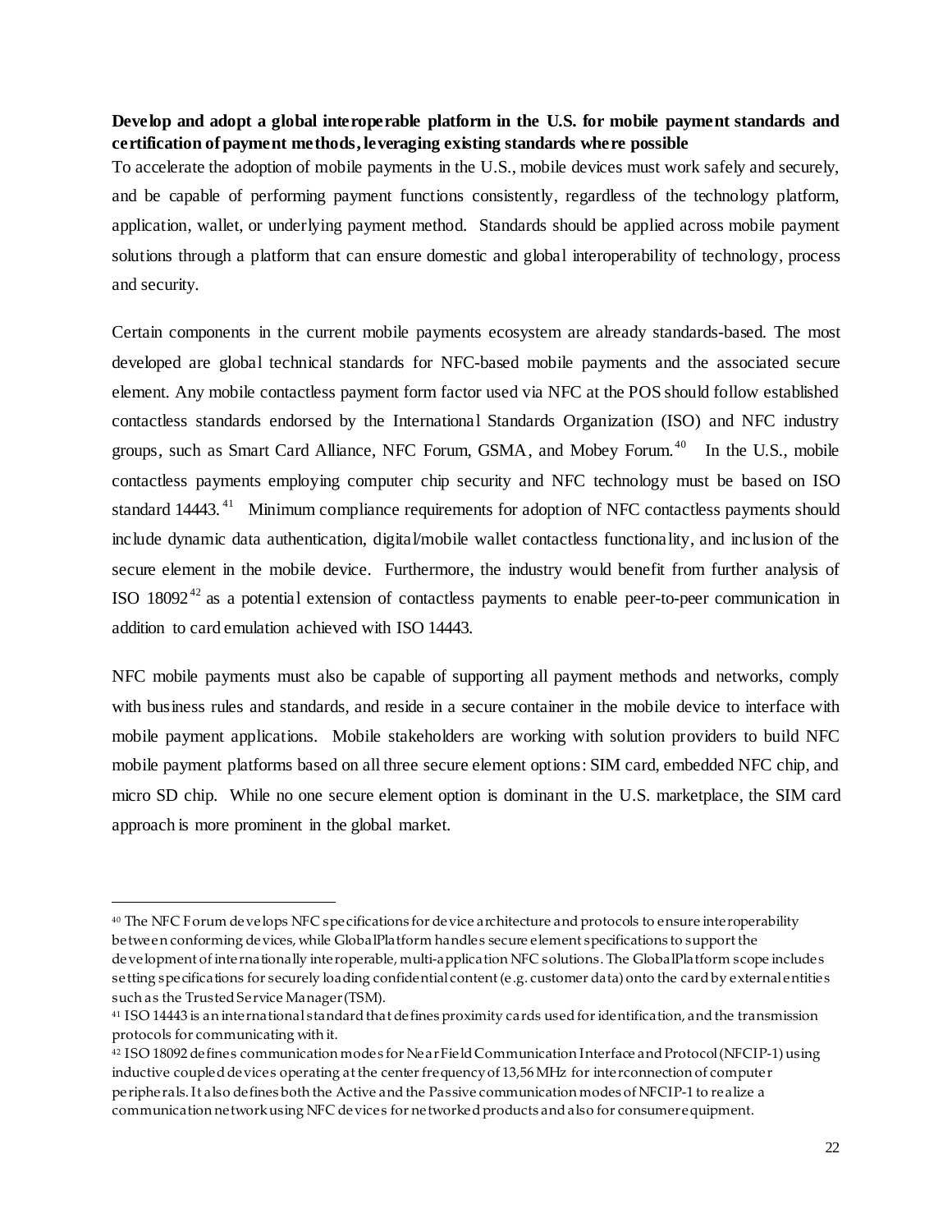**Develop and adopt a global interoperable platform in the U.S. for mobile payment standards and certification of payment methods, leveraging existing standards where possible**

To accelerate the adoption of mobile payments in the U.S., mobile devices must work safely and securely, and be capable of performing payment functions consistently, regardless of the technology platform, application, wallet, or underlying payment method. Standards should be applied across mobile payment solutions through a platform that can ensure domestic and global interoperability of technology, process and security.

Certain components in the current mobile payments ecosystem are already standards-based. The most developed are global technical standards for NFC-based mobile payments and the associated secure element. Any mobile contactless payment form factor used via NFC at the POS should follow established contactless standards endorsed by the International Standards Organization (ISO) and NFC industry groups, such as Smart Card Alliance, NFC Forum, GSMA, and Mobey Forum.[40] In the U.S., mobile contactless payments employing computer chip security and NFC technology must be based on ISO standard 14443.[41] Minimum compliance requirements for adoption of NFC contactless payments should include dynamic data authentication, digital/mobile wallet contactless functionality, and inclusion of the secure element in the mobile device. Furthermore, the industry would benefit from further analysis of ISO 18092[42] as a potential extension of contactless payments to enable peer-to-peer communication in addition to card emulation achieved with ISO 14443.

NFC mobile payments must also be capable of supporting all payment methods and networks, comply with business rules and standards, and reside in a secure container in the mobile device to interface with mobile payment applications. Mobile stakeholders are working with solution providers to build NFC mobile payment platforms based on all three secure element options: SIM card, embedded NFC chip, and micro SD chip. While no one secure element option is dominant in the U.S. marketplace, the SIM card approach is more prominent in the global market.

---

[40] The NFC Forum develops NFC specifications for device architecture and protocols to ensure interoperability between conforming devices, while GlobalPlatform handles secure element specifications to support the development of internationally interoperable, multi-application NFC solutions. The GlobalPlatform scope includes setting specifications for securely loading confidential content (e.g. customer data) onto the card by external entities such as the Trusted Service Manager (TSM).

[41] ISO 14443 is an international standard that defines proximity cards used for identification, and the transmission protocols for communicating with it.

[42] ISO 18092 defines communication modes for Near Field Communication Interface and Protocol (NFCIP-1) using inductive coupled devices operating at the center frequency of 13,56 MHz for interconnection of computer peripherals. It also defines both the Active and the Passive communication modes of NFCIP-1 to realize a communication network using NFC devices for networked products and also for consumer equipment.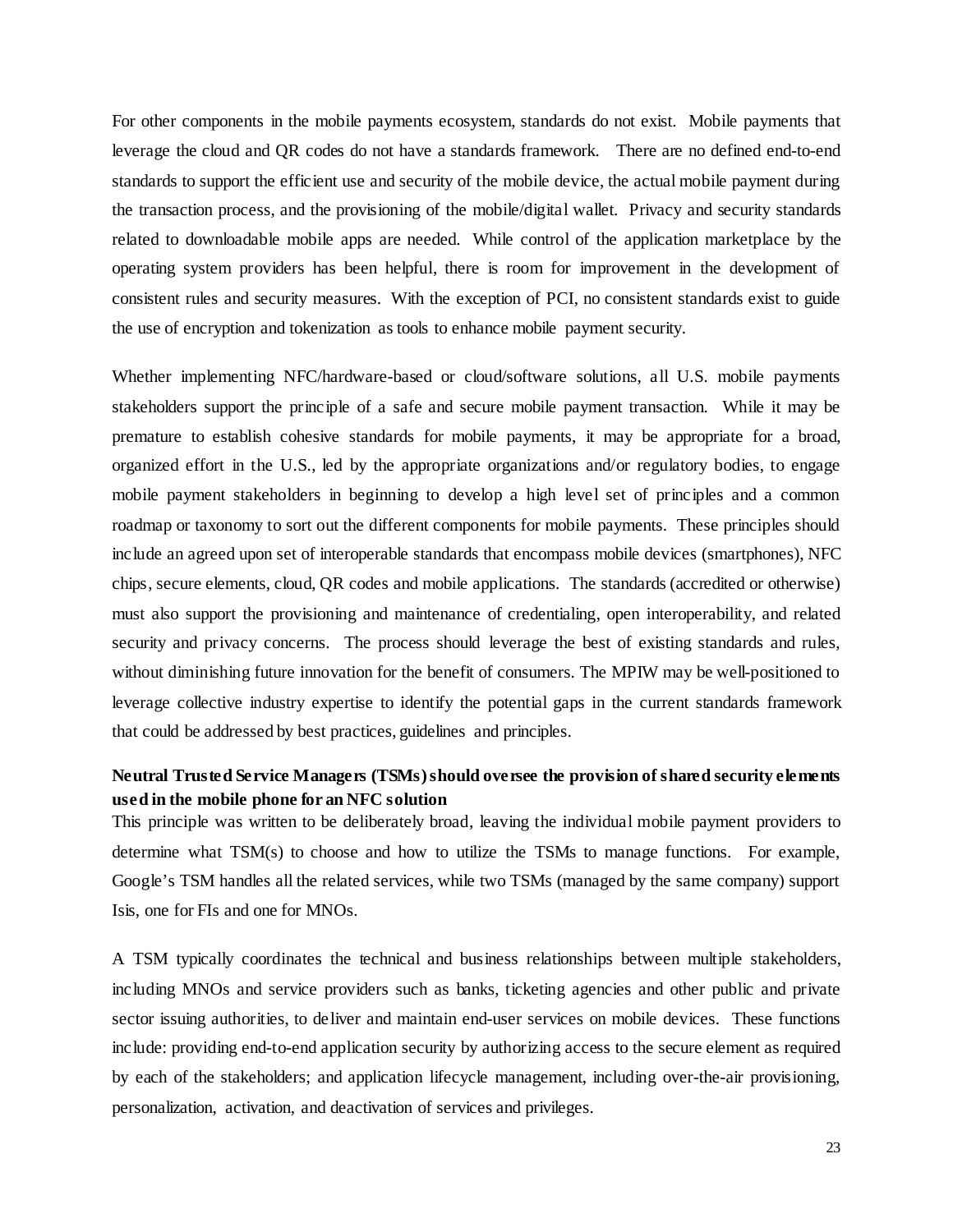For other components in the mobile payments ecosystem, standards do not exist. Mobile payments that leverage the cloud and QR codes do not have a standards framework. There are no defined end-to-end standards to support the efficient use and security of the mobile device, the actual mobile payment during the transaction process, and the provisioning of the mobile/digital wallet. Privacy and security standards related to downloadable mobile apps are needed. While control of the application marketplace by the operating system providers has been helpful, there is room for improvement in the development of consistent rules and security measures. With the exception of PCI, no consistent standards exist to guide the use of encryption and tokenization as tools to enhance mobile payment security.

Whether implementing NFC/hardware-based or cloud/software solutions, all U.S. mobile payments stakeholders support the principle of a safe and secure mobile payment transaction. While it may be premature to establish cohesive standards for mobile payments, it may be appropriate for a broad, organized effort in the U.S., led by the appropriate organizations and/or regulatory bodies, to engage mobile payment stakeholders in beginning to develop a high level set of principles and a common roadmap or taxonomy to sort out the different components for mobile payments. These principles should include an agreed upon set of interoperable standards that encompass mobile devices (smartphones), NFC chips, secure elements, cloud, QR codes and mobile applications. The standards (accredited or otherwise) must also support the provisioning and maintenance of credentialing, open interoperability, and related security and privacy concerns. The process should leverage the best of existing standards and rules, without diminishing future innovation for the benefit of consumers. The MPIW may be well-positioned to leverage collective industry expertise to identify the potential gaps in the current standards framework that could be addressed by best practices, guidelines and principles.

**Neutral Trusted Service Managers (TSMs) should oversee the provision of shared security elements used in the mobile phone for an NFC solution**

This principle was written to be deliberately broad, leaving the individual mobile payment providers to determine what TSM(s) to choose and how to utilize the TSMs to manage functions. For example, Google's TSM handles all the related services, while two TSMs (managed by the same company) support Isis, one for FIs and one for MNOs.

A TSM typically coordinates the technical and business relationships between multiple stakeholders, including MNOs and service providers such as banks, ticketing agencies and other public and private sector issuing authorities, to deliver and maintain end-user services on mobile devices. These functions include: providing end-to-end application security by authorizing access to the secure element as required by each of the stakeholders; and application lifecycle management, including over-the-air provisioning, personalization, activation, and deactivation of services and privileges.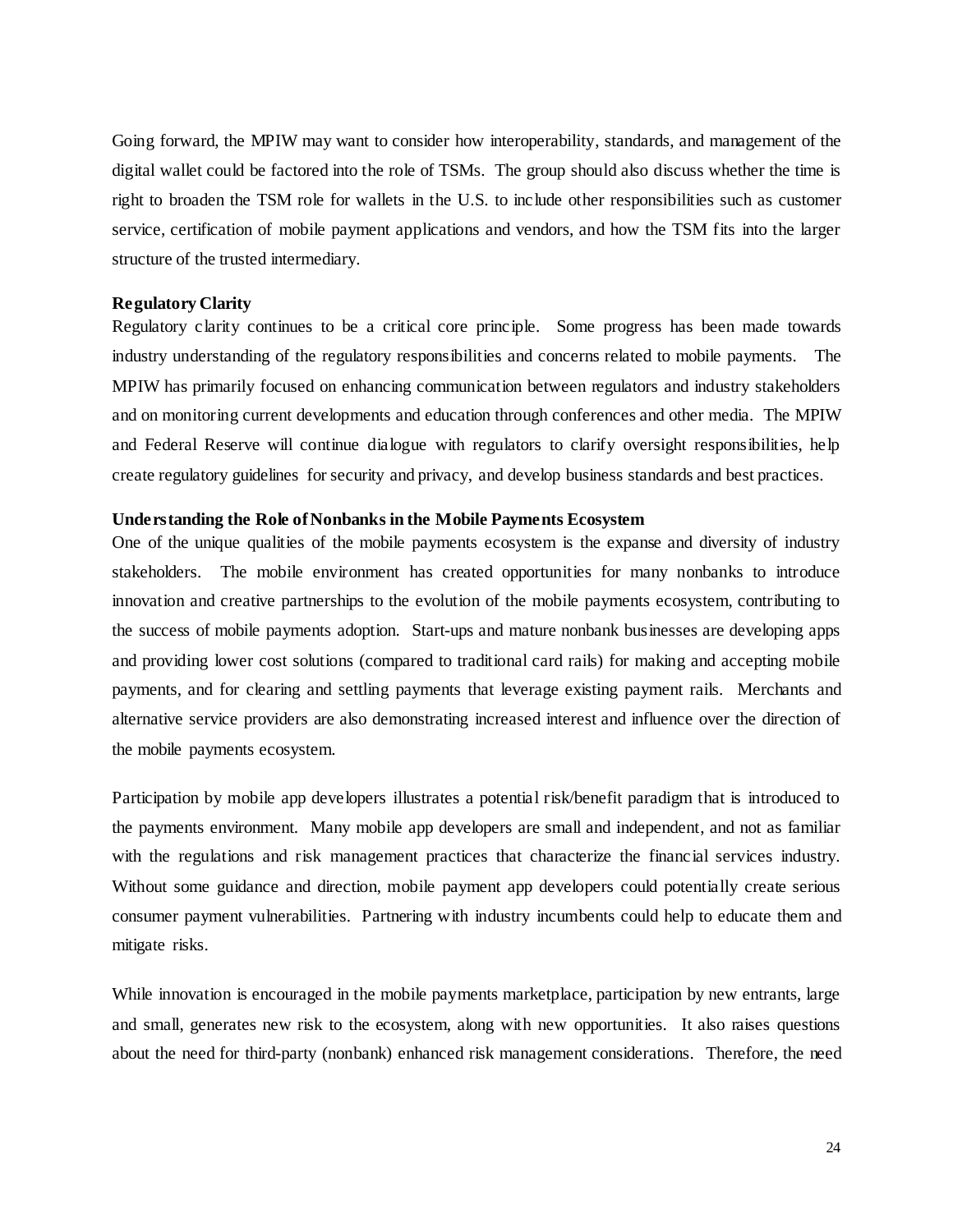Going forward, the MPIW may want to consider how interoperability, standards, and management of the digital wallet could be factored into the role of TSMs. The group should also discuss whether the time is right to broaden the TSM role for wallets in the U.S. to include other responsibilities such as customer service, certification of mobile payment applications and vendors, and how the TSM fits into the larger structure of the trusted intermediary.

**Regulatory Clarity**

Regulatory clarity continues to be a critical core principle. Some progress has been made towards industry understanding of the regulatory responsibilities and concerns related to mobile payments. The MPIW has primarily focused on enhancing communication between regulators and industry stakeholders and on monitoring current developments and education through conferences and other media. The MPIW and Federal Reserve will continue dialogue with regulators to clarify oversight responsibilities, help create regulatory guidelines for security and privacy, and develop business standards and best practices.

**Understanding the Role of Nonbanks in the Mobile Payments Ecosystem**

One of the unique qualities of the mobile payments ecosystem is the expanse and diversity of industry stakeholders. The mobile environment has created opportunities for many nonbanks to introduce innovation and creative partnerships to the evolution of the mobile payments ecosystem, contributing to the success of mobile payments adoption. Start-ups and mature nonbank businesses are developing apps and providing lower cost solutions (compared to traditional card rails) for making and accepting mobile payments, and for clearing and settling payments that leverage existing payment rails. Merchants and alternative service providers are also demonstrating increased interest and influence over the direction of the mobile payments ecosystem.

Participation by mobile app developers illustrates a potential risk/benefit paradigm that is introduced to the payments environment. Many mobile app developers are small and independent, and not as familiar with the regulations and risk management practices that characterize the financial services industry. Without some guidance and direction, mobile payment app developers could potentially create serious consumer payment vulnerabilities. Partnering with industry incumbents could help to educate them and mitigate risks.

While innovation is encouraged in the mobile payments marketplace, participation by new entrants, large and small, generates new risk to the ecosystem, along with new opportunities. It also raises questions about the need for third-party (nonbank) enhanced risk management considerations. Therefore, the need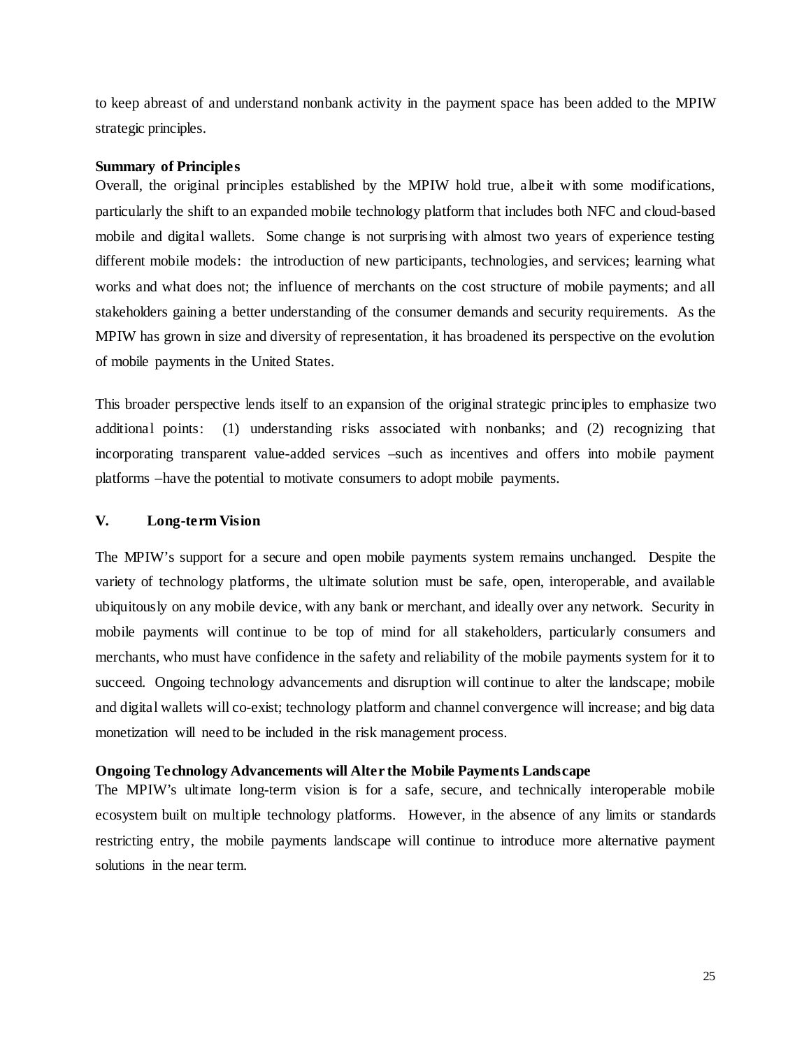to keep abreast of and understand nonbank activity in the payment space has been added to the MPIW strategic principles.

**Summary of Principles**

Overall, the original principles established by the MPIW hold true, albeit with some modifications, particularly the shift to an expanded mobile technology platform that includes both NFC and cloud-based mobile and digital wallets. Some change is not surprising with almost two years of experience testing different mobile models: the introduction of new participants, technologies, and services; learning what works and what does not; the influence of merchants on the cost structure of mobile payments; and all stakeholders gaining a better understanding of the consumer demands and security requirements. As the MPIW has grown in size and diversity of representation, it has broadened its perspective on the evolution of mobile payments in the United States.

This broader perspective lends itself to an expansion of the original strategic principles to emphasize two additional points: (1) understanding risks associated with nonbanks; and (2) recognizing that incorporating transparent value-added services –such as incentives and offers into mobile payment platforms –have the potential to motivate consumers to adopt mobile payments.

## V. Long-term Vision

The MPIW's support for a secure and open mobile payments system remains unchanged. Despite the variety of technology platforms, the ultimate solution must be safe, open, interoperable, and available ubiquitously on any mobile device, with any bank or merchant, and ideally over any network. Security in mobile payments will continue to be top of mind for all stakeholders, particularly consumers and merchants, who must have confidence in the safety and reliability of the mobile payments system for it to succeed. Ongoing technology advancements and disruption will continue to alter the landscape; mobile and digital wallets will co-exist; technology platform and channel convergence will increase; and big data monetization will need to be included in the risk management process.

**Ongoing Technology Advancements will Alter the Mobile Payments Landscape**

The MPIW's ultimate long-term vision is for a safe, secure, and technically interoperable mobile ecosystem built on multiple technology platforms. However, in the absence of any limits or standards restricting entry, the mobile payments landscape will continue to introduce more alternative payment solutions in the near term.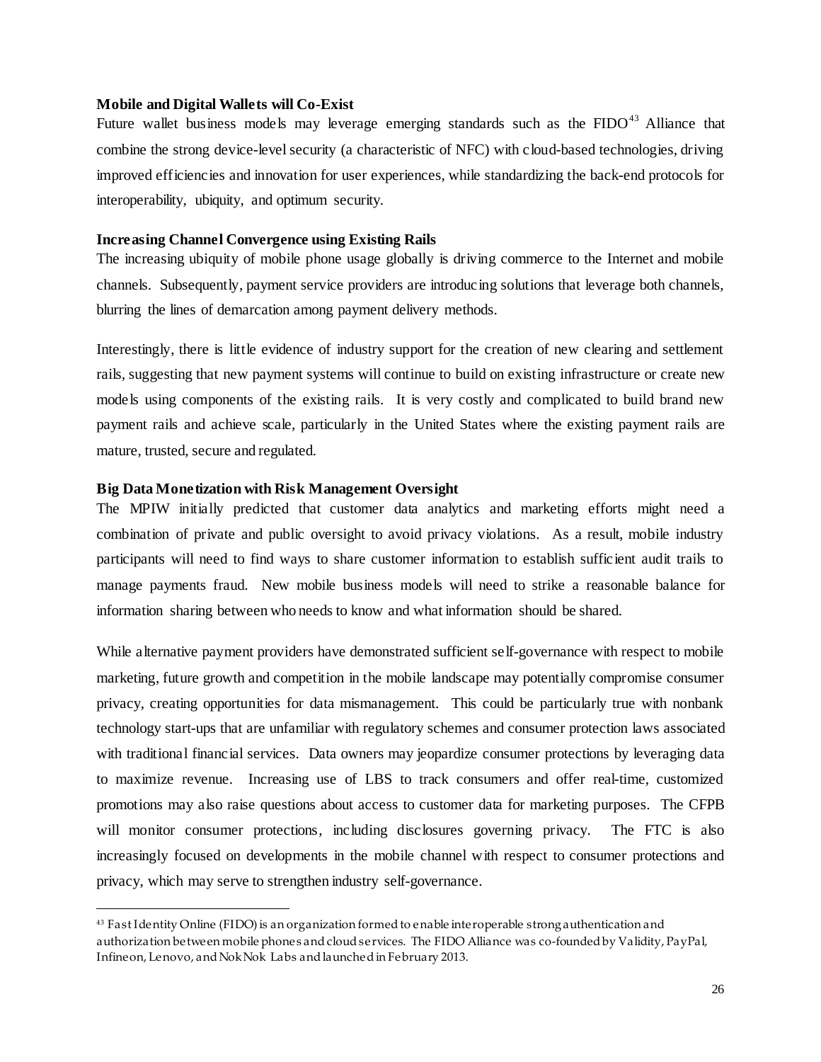**Mobile and Digital Wallets will Co-Exist**

Future wallet business models may leverage emerging standards such as the FIDO[43] Alliance that combine the strong device-level security (a characteristic of NFC) with cloud-based technologies, driving improved efficiencies and innovation for user experiences, while standardizing the back-end protocols for interoperability, ubiquity, and optimum security.

**Increasing Channel Convergence using Existing Rails**

The increasing ubiquity of mobile phone usage globally is driving commerce to the Internet and mobile channels. Subsequently, payment service providers are introducing solutions that leverage both channels, blurring the lines of demarcation among payment delivery methods.

Interestingly, there is little evidence of industry support for the creation of new clearing and settlement rails, suggesting that new payment systems will continue to build on existing infrastructure or create new models using components of the existing rails. It is very costly and complicated to build brand new payment rails and achieve scale, particularly in the United States where the existing payment rails are mature, trusted, secure and regulated.

**Big Data Monetization with Risk Management Oversight**

The MPIW initially predicted that customer data analytics and marketing efforts might need a combination of private and public oversight to avoid privacy violations. As a result, mobile industry participants will need to find ways to share customer information to establish sufficient audit trails to manage payments fraud. New mobile business models will need to strike a reasonable balance for information sharing between who needs to know and what information should be shared.

While alternative payment providers have demonstrated sufficient self-governance with respect to mobile marketing, future growth and competition in the mobile landscape may potentially compromise consumer privacy, creating opportunities for data mismanagement. This could be particularly true with nonbank technology start-ups that are unfamiliar with regulatory schemes and consumer protection laws associated with traditional financial services. Data owners may jeopardize consumer protections by leveraging data to maximize revenue. Increasing use of LBS to track consumers and offer real-time, customized promotions may also raise questions about access to customer data for marketing purposes. The CFPB will monitor consumer protections, including disclosures governing privacy. The FTC is also increasingly focused on developments in the mobile channel with respect to consumer protections and privacy, which may serve to strengthen industry self-governance.

---

[43] Fast Identity Online (FIDO) is an organization formed to enable interoperable strong authentication and authorization between mobile phones and cloud services. The FIDO Alliance was co-founded by Validity, PayPal, Infineon, Lenovo, and Nok Nok Labs and launched in February 2013.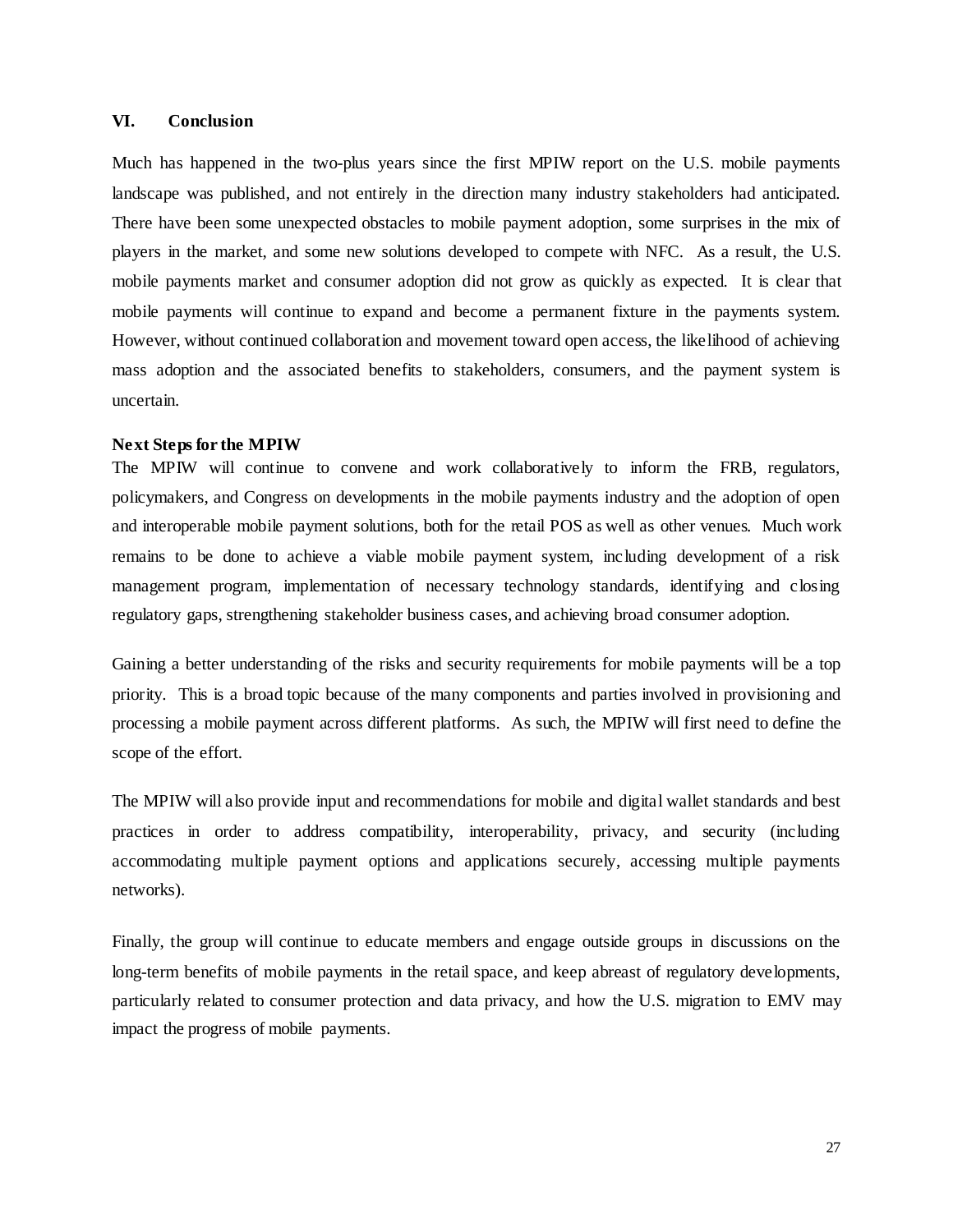## VI. Conclusion

Much has happened in the two-plus years since the first MPIW report on the U.S. mobile payments landscape was published, and not entirely in the direction many industry stakeholders had anticipated. There have been some unexpected obstacles to mobile payment adoption, some surprises in the mix of players in the market, and some new solutions developed to compete with NFC. As a result, the U.S. mobile payments market and consumer adoption did not grow as quickly as expected. It is clear that mobile payments will continue to expand and become a permanent fixture in the payments system. However, without continued collaboration and movement toward open access, the likelihood of achieving mass adoption and the associated benefits to stakeholders, consumers, and the payment system is uncertain.

### Next Steps for the MPIW

The MPIW will continue to convene and work collaboratively to inform the FRB, regulators, policymakers, and Congress on developments in the mobile payments industry and the adoption of open and interoperable mobile payment solutions, both for the retail POS as well as other venues. Much work remains to be done to achieve a viable mobile payment system, including development of a risk management program, implementation of necessary technology standards, identifying and closing regulatory gaps, strengthening stakeholder business cases, and achieving broad consumer adoption.

Gaining a better understanding of the risks and security requirements for mobile payments will be a top priority. This is a broad topic because of the many components and parties involved in provisioning and processing a mobile payment across different platforms. As such, the MPIW will first need to define the scope of the effort.

The MPIW will also provide input and recommendations for mobile and digital wallet standards and best practices in order to address compatibility, interoperability, privacy, and security (including accommodating multiple payment options and applications securely, accessing multiple payments networks).

Finally, the group will continue to educate members and engage outside groups in discussions on the long-term benefits of mobile payments in the retail space, and keep abreast of regulatory developments, particularly related to consumer protection and data privacy, and how the U.S. migration to EMV may impact the progress of mobile payments.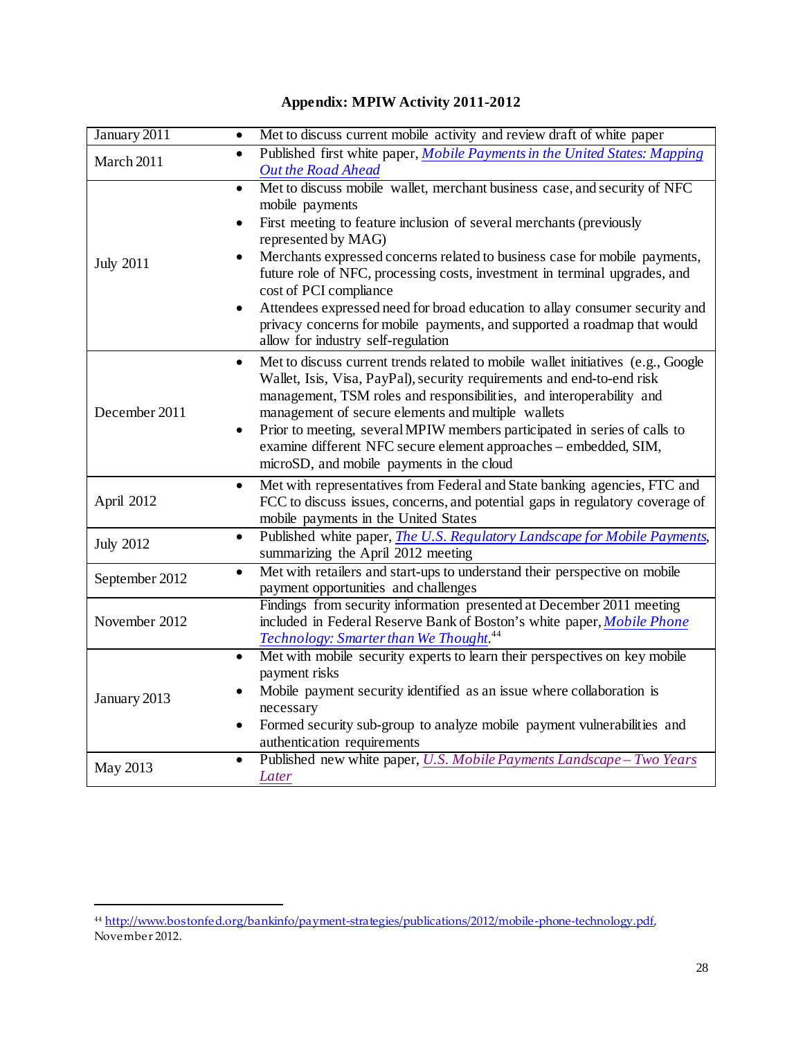## Appendix: MPIW Activity 2011-2012

| | |
|---|---|
| January 2011 | • Met to discuss current mobile activity and review draft of white paper |
| March 2011 | • Published first white paper, *Mobile Payments in the United States: Mapping Out the Road Ahead* |
| July 2011 | • Met to discuss mobile wallet, merchant business case, and security of NFC mobile payments<br>• First meeting to feature inclusion of several merchants (previously represented by MAG)<br>• Merchants expressed concerns related to business case for mobile payments, future role of NFC, processing costs, investment in terminal upgrades, and cost of PCI compliance<br>• Attendees expressed need for broad education to allay consumer security and privacy concerns for mobile payments, and supported a roadmap that would allow for industry self-regulation |
| December 2011 | • Met to discuss current trends related to mobile wallet initiatives (e.g., Google Wallet, Isis, Visa, PayPal), security requirements and end-to-end risk management, TSM roles and responsibilities, and interoperability and management of secure elements and multiple wallets<br>• Prior to meeting, several MPIW members participated in series of calls to examine different NFC secure element approaches – embedded, SIM, microSD, and mobile payments in the cloud |
| April 2012 | • Met with representatives from Federal and State banking agencies, FTC and FCC to discuss issues, concerns, and potential gaps in regulatory coverage of mobile payments in the United States |
| July 2012 | • Published white paper, *The U.S. Regulatory Landscape for Mobile Payments*, summarizing the April 2012 meeting |
| September 2012 | • Met with retailers and start-ups to understand their perspective on mobile payment opportunities and challenges |
| November 2012 | Findings from security information presented at December 2011 meeting included in Federal Reserve Bank of Boston's white paper, *Mobile Phone Technology: Smarter than We Thought*.[44] |
| January 2013 | • Met with mobile security experts to learn their perspectives on key mobile payment risks<br>• Mobile payment security identified as an issue where collaboration is necessary<br>• Formed security sub-group to analyze mobile payment vulnerabilities and authentication requirements |
| May 2013 | • Published new white paper, *U.S. Mobile Payments Landscape – Two Years Later* |

[44] http://www.bostonfed.org/bankinfo/payment-strategies/publications/2012/mobile-phone-technology.pdf, November 2012.